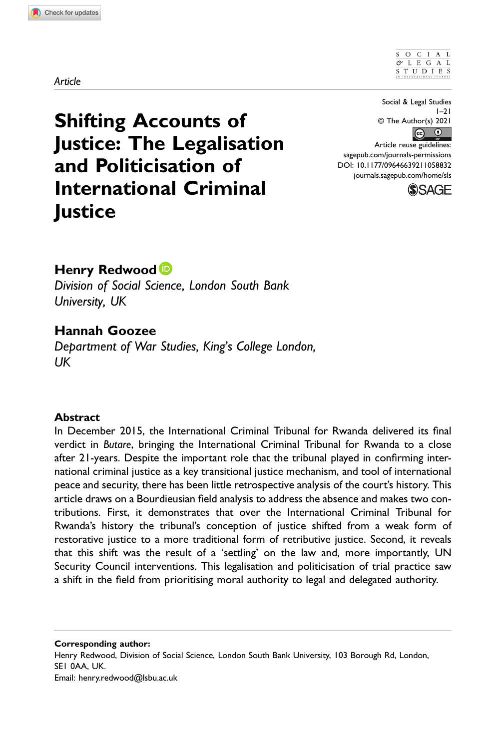*Article*

Social & Legal Studies
1–21
© The Author(s) 2021
Article reuse guidelines:
sagepub.com/journals-permissions
DOI: 10.1177/09646639211058832
journals.sagepub.com/home/sls

# Shifting Accounts of Justice: The Legalisation and Politicisation of International Criminal Justice

**Henry Redwood**
*Division of Social Science, London South Bank University, UK*

**Hannah Goozee**
*Department of War Studies, King's College London, UK*

## Abstract

In December 2015, the International Criminal Tribunal for Rwanda delivered its final verdict in *Butare*, bringing the International Criminal Tribunal for Rwanda to a close after 21-years. Despite the important role that the tribunal played in confirming international criminal justice as a key transitional justice mechanism, and tool of international peace and security, there has been little retrospective analysis of the court's history. This article draws on a Bourdieusian field analysis to address the absence and makes two contributions. First, it demonstrates that over the International Criminal Tribunal for Rwanda's history the tribunal's conception of justice shifted from a weak form of restorative justice to a more traditional form of retributive justice. Second, it reveals that this shift was the result of a 'settling' on the law and, more importantly, UN Security Council interventions. This legalisation and politicisation of trial practice saw a shift in the field from prioritising moral authority to legal and delegated authority.

**Corresponding author:**
Henry Redwood, Division of Social Science, London South Bank University, 103 Borough Rd, London, SE1 0AA, UK.
Email: henry.redwood@lsbu.ac.uk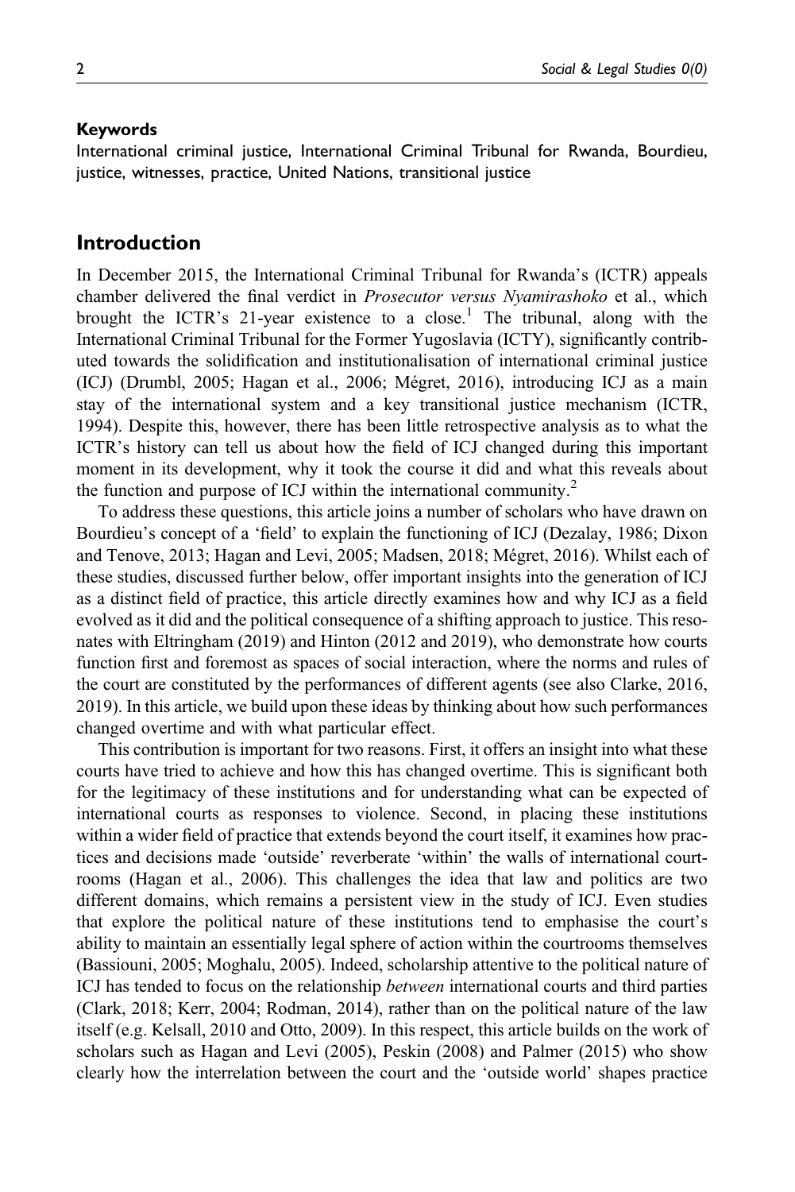#### Keywords

International criminal justice, International Criminal Tribunal for Rwanda, Bourdieu, justice, witnesses, practice, United Nations, transitional justice

## Introduction

In December 2015, the International Criminal Tribunal for Rwanda's (ICTR) appeals chamber delivered the final verdict in *Prosecutor versus Nyamirashoko* et al., which brought the ICTR's 21-year existence to a close.[1] The tribunal, along with the International Criminal Tribunal for the Former Yugoslavia (ICTY), significantly contributed towards the solidification and institutionalisation of international criminal justice (ICJ) (Drumbl, 2005; Hagan et al., 2006; Mégret, 2016), introducing ICJ as a main stay of the international system and a key transitional justice mechanism (ICTR, 1994). Despite this, however, there has been little retrospective analysis as to what the ICTR's history can tell us about how the field of ICJ changed during this important moment in its development, why it took the course it did and what this reveals about the function and purpose of ICJ within the international community.[2]

To address these questions, this article joins a number of scholars who have drawn on Bourdieu's concept of a 'field' to explain the functioning of ICJ (Dezalay, 1986; Dixon and Tenove, 2013; Hagan and Levi, 2005; Madsen, 2018; Mégret, 2016). Whilst each of these studies, discussed further below, offer important insights into the generation of ICJ as a distinct field of practice, this article directly examines how and why ICJ as a field evolved as it did and the political consequence of a shifting approach to justice. This resonates with Eltringham (2019) and Hinton (2012 and 2019), who demonstrate how courts function first and foremost as spaces of social interaction, where the norms and rules of the court are constituted by the performances of different agents (see also Clarke, 2016, 2019). In this article, we build upon these ideas by thinking about how such performances changed overtime and with what particular effect.

This contribution is important for two reasons. First, it offers an insight into what these courts have tried to achieve and how this has changed overtime. This is significant both for the legitimacy of these institutions and for understanding what can be expected of international courts as responses to violence. Second, in placing these institutions within a wider field of practice that extends beyond the court itself, it examines how practices and decisions made 'outside' reverberate 'within' the walls of international courtrooms (Hagan et al., 2006). This challenges the idea that law and politics are two different domains, which remains a persistent view in the study of ICJ. Even studies that explore the political nature of these institutions tend to emphasise the court's ability to maintain an essentially legal sphere of action within the courtrooms themselves (Bassiouni, 2005; Moghalu, 2005). Indeed, scholarship attentive to the political nature of ICJ has tended to focus on the relationship *between* international courts and third parties (Clark, 2018; Kerr, 2004; Rodman, 2014), rather than on the political nature of the law itself (e.g. Kelsall, 2010 and Otto, 2009). In this respect, this article builds on the work of scholars such as Hagan and Levi (2005), Peskin (2008) and Palmer (2015) who show clearly how the interrelation between the court and the 'outside world' shapes practice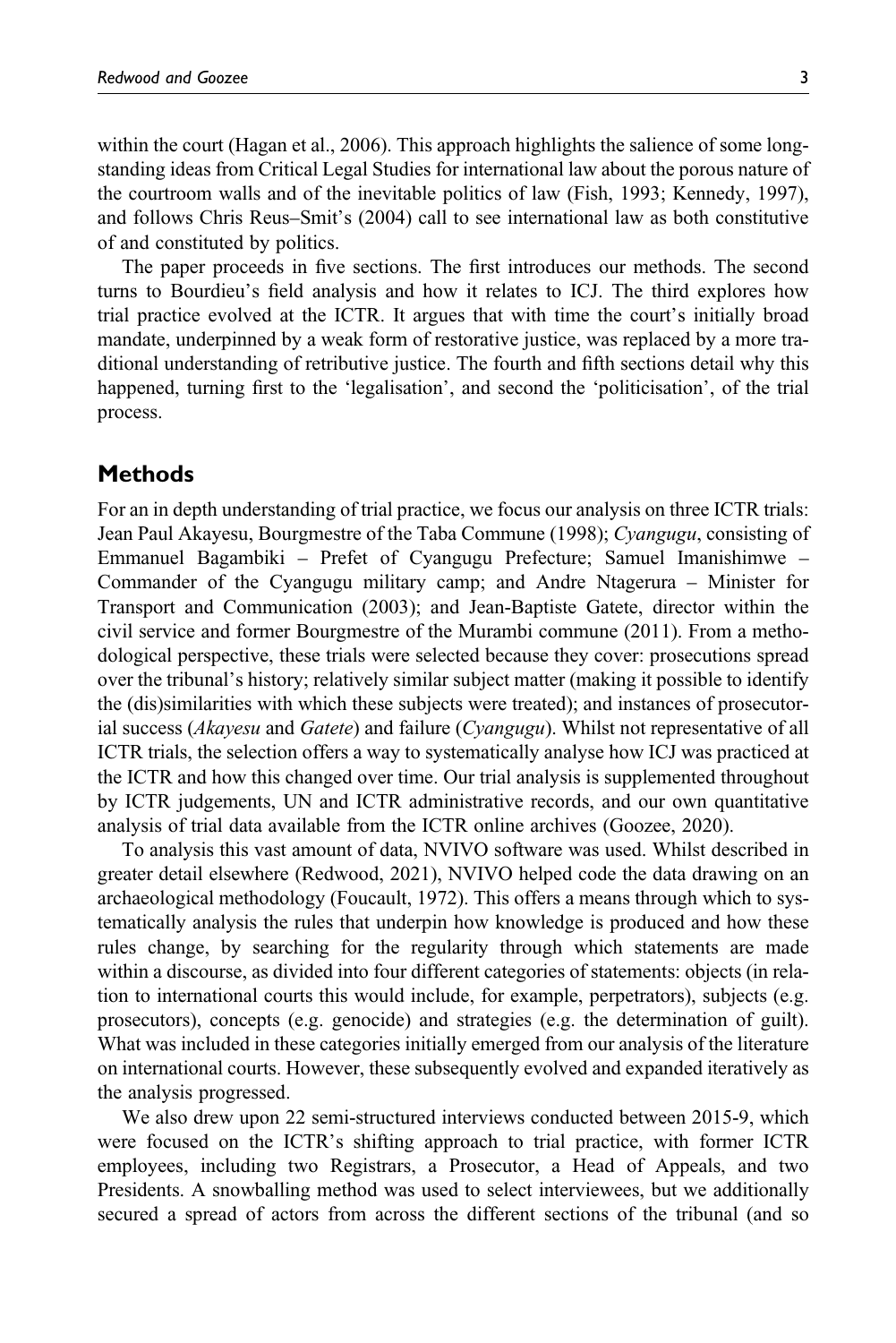within the court (Hagan et al., 2006). This approach highlights the salience of some long-standing ideas from Critical Legal Studies for international law about the porous nature of the courtroom walls and of the inevitable politics of law (Fish, 1993; Kennedy, 1997), and follows Chris Reus–Smit's (2004) call to see international law as both constitutive of and constituted by politics.

The paper proceeds in five sections. The first introduces our methods. The second turns to Bourdieu's field analysis and how it relates to ICJ. The third explores how trial practice evolved at the ICTR. It argues that with time the court's initially broad mandate, underpinned by a weak form of restorative justice, was replaced by a more traditional understanding of retributive justice. The fourth and fifth sections detail why this happened, turning first to the 'legalisation', and second the 'politicisation', of the trial process.

## Methods

For an in depth understanding of trial practice, we focus our analysis on three ICTR trials: Jean Paul Akayesu, Bourgmestre of the Taba Commune (1998); *Cyangugu*, consisting of Emmanuel Bagambiki – Prefet of Cyangugu Prefecture; Samuel Imanishimwe – Commander of the Cyangugu military camp; and Andre Ntagerura – Minister for Transport and Communication (2003); and Jean-Baptiste Gatete, director within the civil service and former Bourgmestre of the Murambi commune (2011). From a methodological perspective, these trials were selected because they cover: prosecutions spread over the tribunal's history; relatively similar subject matter (making it possible to identify the (dis)similarities with which these subjects were treated); and instances of prosecutorial success (*Akayesu* and *Gatete*) and failure (*Cyangugu*). Whilst not representative of all ICTR trials, the selection offers a way to systematically analyse how ICJ was practiced at the ICTR and how this changed over time. Our trial analysis is supplemented throughout by ICTR judgements, UN and ICTR administrative records, and our own quantitative analysis of trial data available from the ICTR online archives (Goozee, 2020).

To analysis this vast amount of data, NVIVO software was used. Whilst described in greater detail elsewhere (Redwood, 2021), NVIVO helped code the data drawing on an archaeological methodology (Foucault, 1972). This offers a means through which to systematically analysis the rules that underpin how knowledge is produced and how these rules change, by searching for the regularity through which statements are made within a discourse, as divided into four different categories of statements: objects (in relation to international courts this would include, for example, perpetrators), subjects (e.g. prosecutors), concepts (e.g. genocide) and strategies (e.g. the determination of guilt). What was included in these categories initially emerged from our analysis of the literature on international courts. However, these subsequently evolved and expanded iteratively as the analysis progressed.

We also drew upon 22 semi-structured interviews conducted between 2015-9, which were focused on the ICTR's shifting approach to trial practice, with former ICTR employees, including two Registrars, a Prosecutor, a Head of Appeals, and two Presidents. A snowballing method was used to select interviewees, but we additionally secured a spread of actors from across the different sections of the tribunal (and so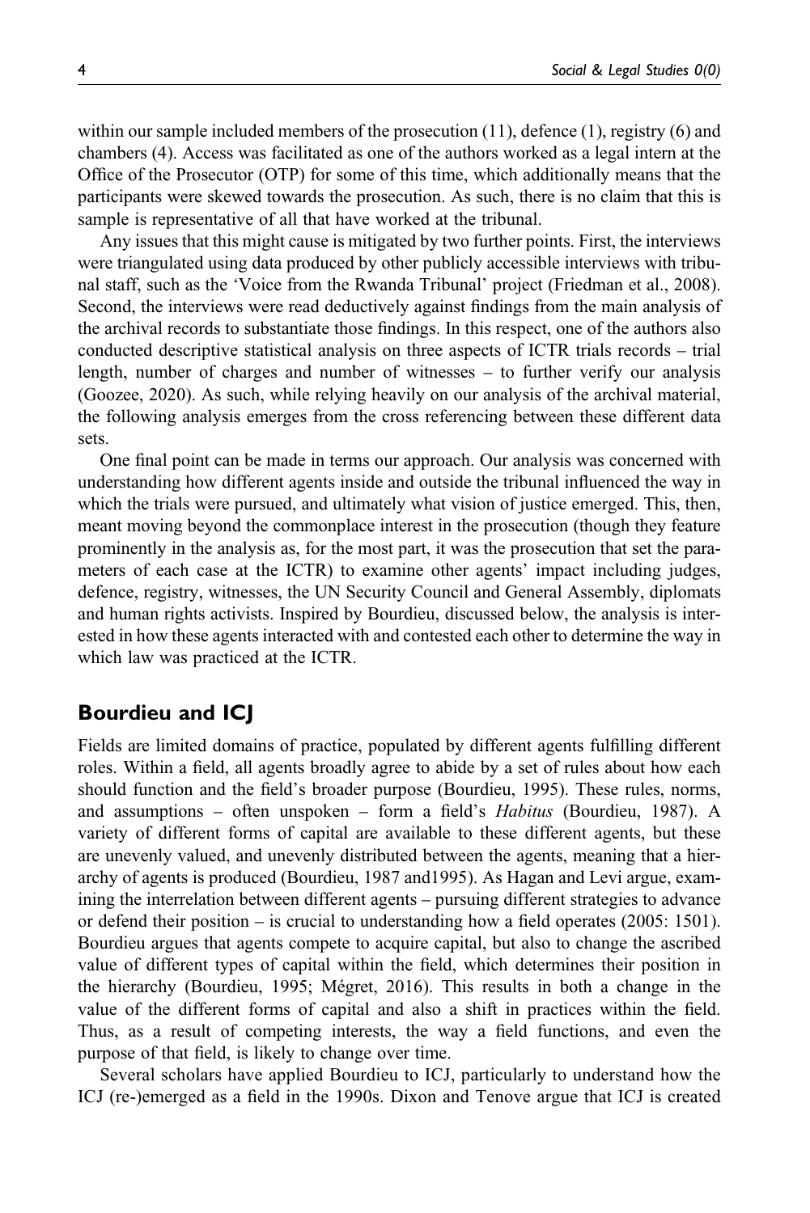within our sample included members of the prosecution (11), defence (1), registry (6) and chambers (4). Access was facilitated as one of the authors worked as a legal intern at the Office of the Prosecutor (OTP) for some of this time, which additionally means that the participants were skewed towards the prosecution. As such, there is no claim that this is sample is representative of all that have worked at the tribunal.

Any issues that this might cause is mitigated by two further points. First, the interviews were triangulated using data produced by other publicly accessible interviews with tribunal staff, such as the 'Voice from the Rwanda Tribunal' project (Friedman et al., 2008). Second, the interviews were read deductively against findings from the main analysis of the archival records to substantiate those findings. In this respect, one of the authors also conducted descriptive statistical analysis on three aspects of ICTR trials records – trial length, number of charges and number of witnesses – to further verify our analysis (Goozee, 2020). As such, while relying heavily on our analysis of the archival material, the following analysis emerges from the cross referencing between these different data sets.

One final point can be made in terms our approach. Our analysis was concerned with understanding how different agents inside and outside the tribunal influenced the way in which the trials were pursued, and ultimately what vision of justice emerged. This, then, meant moving beyond the commonplace interest in the prosecution (though they feature prominently in the analysis as, for the most part, it was the prosecution that set the parameters of each case at the ICTR) to examine other agents' impact including judges, defence, registry, witnesses, the UN Security Council and General Assembly, diplomats and human rights activists. Inspired by Bourdieu, discussed below, the analysis is interested in how these agents interacted with and contested each other to determine the way in which law was practiced at the ICTR.

## Bourdieu and ICJ

Fields are limited domains of practice, populated by different agents fulfilling different roles. Within a field, all agents broadly agree to abide by a set of rules about how each should function and the field's broader purpose (Bourdieu, 1995). These rules, norms, and assumptions – often unspoken – form a field's *Habitus* (Bourdieu, 1987). A variety of different forms of capital are available to these different agents, but these are unevenly valued, and unevenly distributed between the agents, meaning that a hierarchy of agents is produced (Bourdieu, 1987 and1995). As Hagan and Levi argue, examining the interrelation between different agents – pursuing different strategies to advance or defend their position – is crucial to understanding how a field operates (2005: 1501). Bourdieu argues that agents compete to acquire capital, but also to change the ascribed value of different types of capital within the field, which determines their position in the hierarchy (Bourdieu, 1995; Mégret, 2016). This results in both a change in the value of the different forms of capital and also a shift in practices within the field. Thus, as a result of competing interests, the way a field functions, and even the purpose of that field, is likely to change over time.

Several scholars have applied Bourdieu to ICJ, particularly to understand how the ICJ (re-)emerged as a field in the 1990s. Dixon and Tenove argue that ICJ is created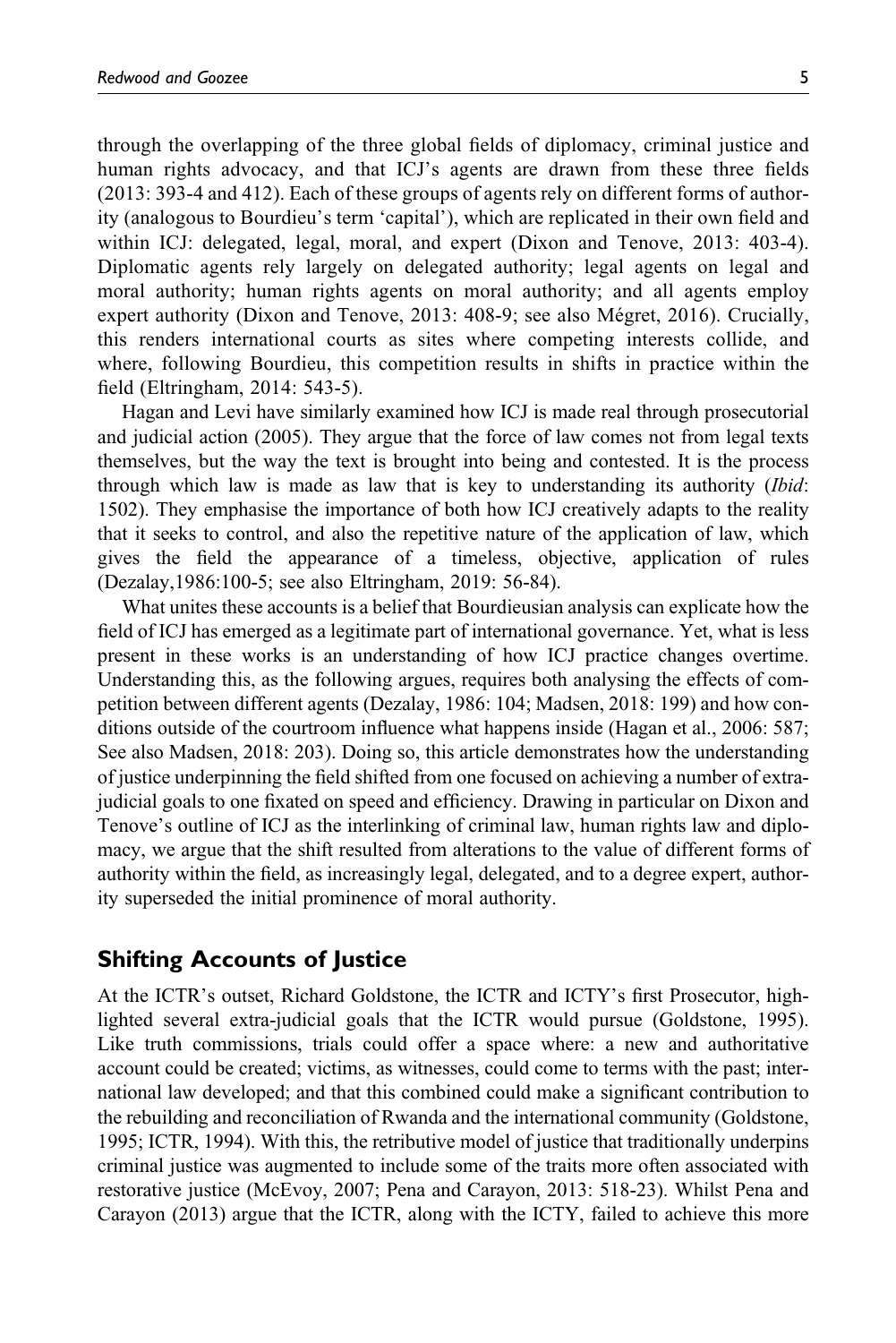through the overlapping of the three global fields of diplomacy, criminal justice and human rights advocacy, and that ICJ's agents are drawn from these three fields (2013: 393-4 and 412). Each of these groups of agents rely on different forms of authority (analogous to Bourdieu's term 'capital'), which are replicated in their own field and within ICJ: delegated, legal, moral, and expert (Dixon and Tenove, 2013: 403-4). Diplomatic agents rely largely on delegated authority; legal agents on legal and moral authority; human rights agents on moral authority; and all agents employ expert authority (Dixon and Tenove, 2013: 408-9; see also Mégret, 2016). Crucially, this renders international courts as sites where competing interests collide, and where, following Bourdieu, this competition results in shifts in practice within the field (Eltringham, 2014: 543-5).

Hagan and Levi have similarly examined how ICJ is made real through prosecutorial and judicial action (2005). They argue that the force of law comes not from legal texts themselves, but the way the text is brought into being and contested. It is the process through which law is made as law that is key to understanding its authority (*Ibid*: 1502). They emphasise the importance of both how ICJ creatively adapts to the reality that it seeks to control, and also the repetitive nature of the application of law, which gives the field the appearance of a timeless, objective, application of rules (Dezalay,1986:100-5; see also Eltringham, 2019: 56-84).

What unites these accounts is a belief that Bourdieusian analysis can explicate how the field of ICJ has emerged as a legitimate part of international governance. Yet, what is less present in these works is an understanding of how ICJ practice changes overtime. Understanding this, as the following argues, requires both analysing the effects of competition between different agents (Dezalay, 1986: 104; Madsen, 2018: 199) and how conditions outside of the courtroom influence what happens inside (Hagan et al., 2006: 587; See also Madsen, 2018: 203). Doing so, this article demonstrates how the understanding of justice underpinning the field shifted from one focused on achieving a number of extra-judicial goals to one fixated on speed and efficiency. Drawing in particular on Dixon and Tenove's outline of ICJ as the interlinking of criminal law, human rights law and diplomacy, we argue that the shift resulted from alterations to the value of different forms of authority within the field, as increasingly legal, delegated, and to a degree expert, authority superseded the initial prominence of moral authority.

## Shifting Accounts of Justice

At the ICTR's outset, Richard Goldstone, the ICTR and ICTY's first Prosecutor, highlighted several extra-judicial goals that the ICTR would pursue (Goldstone, 1995). Like truth commissions, trials could offer a space where: a new and authoritative account could be created; victims, as witnesses, could come to terms with the past; international law developed; and that this combined could make a significant contribution to the rebuilding and reconciliation of Rwanda and the international community (Goldstone, 1995; ICTR, 1994). With this, the retributive model of justice that traditionally underpins criminal justice was augmented to include some of the traits more often associated with restorative justice (McEvoy, 2007; Pena and Carayon, 2013: 518-23). Whilst Pena and Carayon (2013) argue that the ICTR, along with the ICTY, failed to achieve this more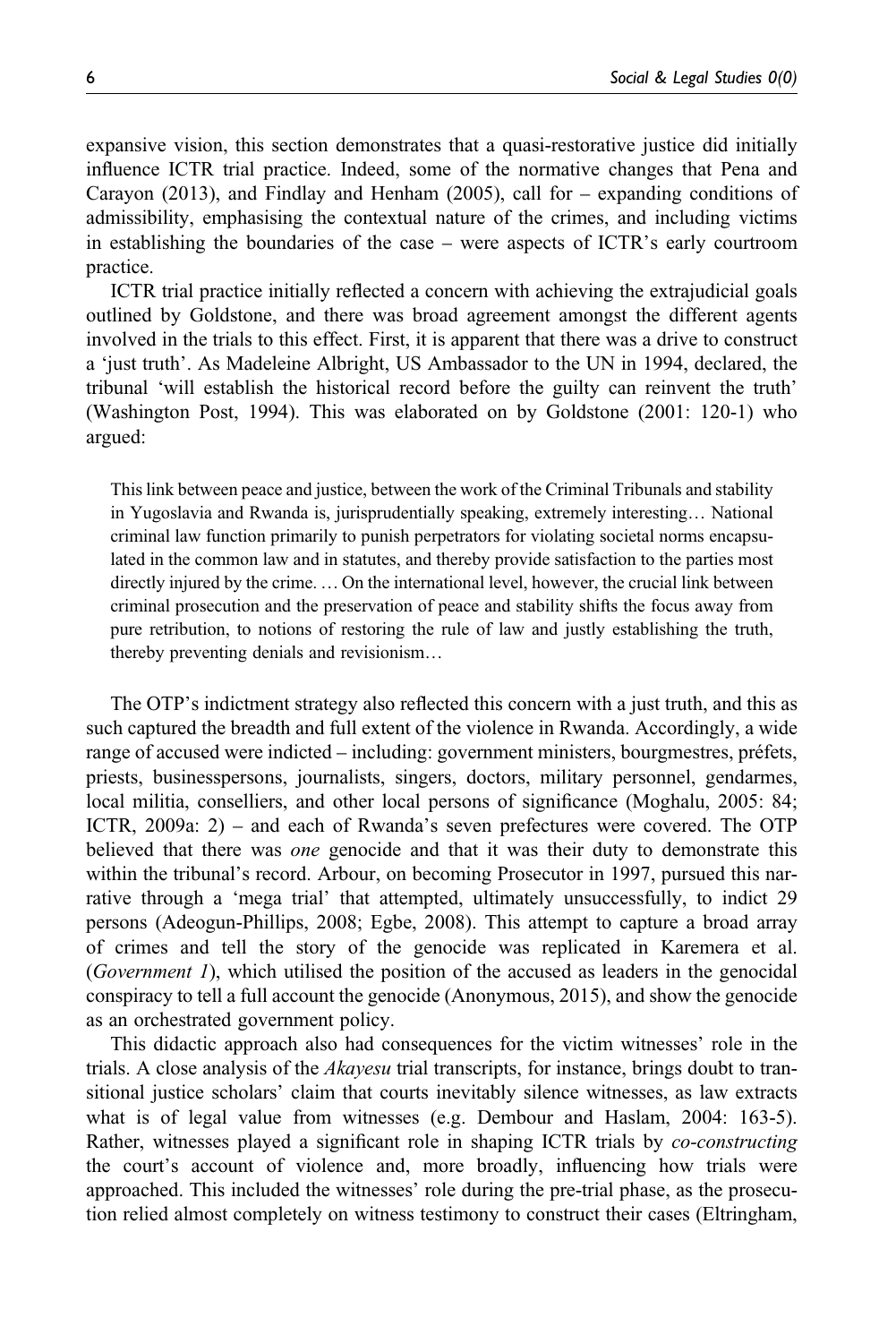expansive vision, this section demonstrates that a quasi-restorative justice did initially influence ICTR trial practice. Indeed, some of the normative changes that Pena and Carayon (2013), and Findlay and Henham (2005), call for – expanding conditions of admissibility, emphasising the contextual nature of the crimes, and including victims in establishing the boundaries of the case – were aspects of ICTR's early courtroom practice.

ICTR trial practice initially reflected a concern with achieving the extrajudicial goals outlined by Goldstone, and there was broad agreement amongst the different agents involved in the trials to this effect. First, it is apparent that there was a drive to construct a 'just truth'. As Madeleine Albright, US Ambassador to the UN in 1994, declared, the tribunal 'will establish the historical record before the guilty can reinvent the truth' (Washington Post, 1994). This was elaborated on by Goldstone (2001: 120-1) who argued:

> This link between peace and justice, between the work of the Criminal Tribunals and stability in Yugoslavia and Rwanda is, jurisprudentially speaking, extremely interesting… National criminal law function primarily to punish perpetrators for violating societal norms encapsulated in the common law and in statutes, and thereby provide satisfaction to the parties most directly injured by the crime. … On the international level, however, the crucial link between criminal prosecution and the preservation of peace and stability shifts the focus away from pure retribution, to notions of restoring the rule of law and justly establishing the truth, thereby preventing denials and revisionism…

The OTP's indictment strategy also reflected this concern with a just truth, and this as such captured the breadth and full extent of the violence in Rwanda. Accordingly, a wide range of accused were indicted – including: government ministers, bourgmestres, préfets, priests, businesspersons, journalists, singers, doctors, military personnel, gendarmes, local militia, conselliers, and other local persons of significance (Moghalu, 2005: 84; ICTR, 2009a: 2) – and each of Rwanda's seven prefectures were covered. The OTP believed that there was *one* genocide and that it was their duty to demonstrate this within the tribunal's record. Arbour, on becoming Prosecutor in 1997, pursued this narrative through a 'mega trial' that attempted, ultimately unsuccessfully, to indict 29 persons (Adeogun-Phillips, 2008; Egbe, 2008). This attempt to capture a broad array of crimes and tell the story of the genocide was replicated in Karemera et al. (*Government 1*), which utilised the position of the accused as leaders in the genocidal conspiracy to tell a full account the genocide (Anonymous, 2015), and show the genocide as an orchestrated government policy.

This didactic approach also had consequences for the victim witnesses' role in the trials. A close analysis of the *Akayesu* trial transcripts, for instance, brings doubt to transitional justice scholars' claim that courts inevitably silence witnesses, as law extracts what is of legal value from witnesses (e.g. Dembour and Haslam, 2004: 163-5). Rather, witnesses played a significant role in shaping ICTR trials by *co-constructing* the court's account of violence and, more broadly, influencing how trials were approached. This included the witnesses' role during the pre-trial phase, as the prosecution relied almost completely on witness testimony to construct their cases (Eltringham,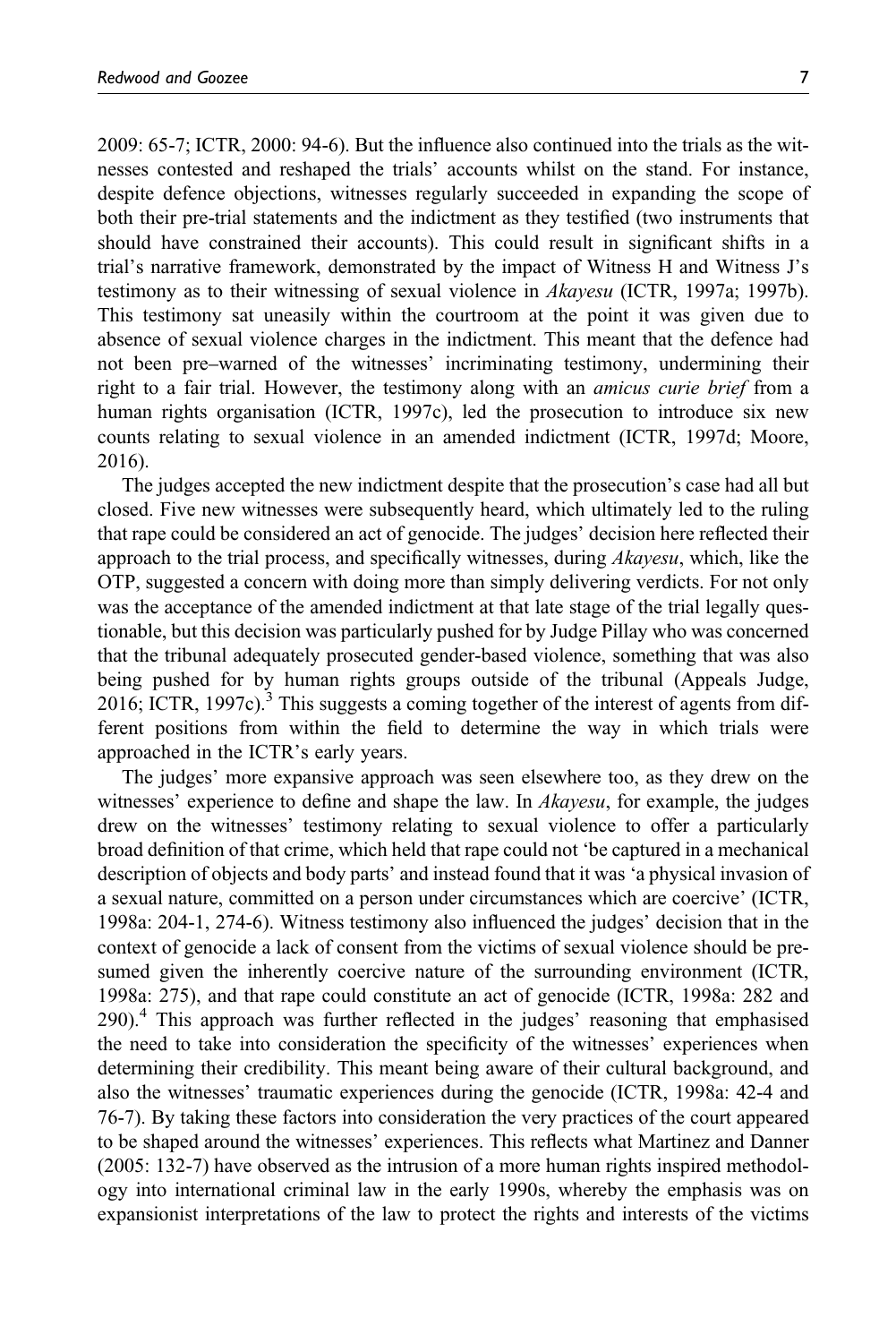2009: 65-7; ICTR, 2000: 94-6). But the influence also continued into the trials as the witnesses contested and reshaped the trials' accounts whilst on the stand. For instance, despite defence objections, witnesses regularly succeeded in expanding the scope of both their pre-trial statements and the indictment as they testified (two instruments that should have constrained their accounts). This could result in significant shifts in a trial's narrative framework, demonstrated by the impact of Witness H and Witness J's testimony as to their witnessing of sexual violence in *Akayesu* (ICTR, 1997a; 1997b). This testimony sat uneasily within the courtroom at the point it was given due to absence of sexual violence charges in the indictment. This meant that the defence had not been pre–warned of the witnesses' incriminating testimony, undermining their right to a fair trial. However, the testimony along with an *amicus curie brief* from a human rights organisation (ICTR, 1997c), led the prosecution to introduce six new counts relating to sexual violence in an amended indictment (ICTR, 1997d; Moore, 2016).

The judges accepted the new indictment despite that the prosecution's case had all but closed. Five new witnesses were subsequently heard, which ultimately led to the ruling that rape could be considered an act of genocide. The judges' decision here reflected their approach to the trial process, and specifically witnesses, during *Akayesu*, which, like the OTP, suggested a concern with doing more than simply delivering verdicts. For not only was the acceptance of the amended indictment at that late stage of the trial legally questionable, but this decision was particularly pushed for by Judge Pillay who was concerned that the tribunal adequately prosecuted gender-based violence, something that was also being pushed for by human rights groups outside of the tribunal (Appeals Judge, 2016; ICTR, 1997c).[3] This suggests a coming together of the interest of agents from different positions from within the field to determine the way in which trials were approached in the ICTR's early years.

The judges' more expansive approach was seen elsewhere too, as they drew on the witnesses' experience to define and shape the law. In *Akayesu*, for example, the judges drew on the witnesses' testimony relating to sexual violence to offer a particularly broad definition of that crime, which held that rape could not 'be captured in a mechanical description of objects and body parts' and instead found that it was 'a physical invasion of a sexual nature, committed on a person under circumstances which are coercive' (ICTR, 1998a: 204-1, 274-6). Witness testimony also influenced the judges' decision that in the context of genocide a lack of consent from the victims of sexual violence should be presumed given the inherently coercive nature of the surrounding environment (ICTR, 1998a: 275), and that rape could constitute an act of genocide (ICTR, 1998a: 282 and 290).[4] This approach was further reflected in the judges' reasoning that emphasised the need to take into consideration the specificity of the witnesses' experiences when determining their credibility. This meant being aware of their cultural background, and also the witnesses' traumatic experiences during the genocide (ICTR, 1998a: 42-4 and 76-7). By taking these factors into consideration the very practices of the court appeared to be shaped around the witnesses' experiences. This reflects what Martinez and Danner (2005: 132-7) have observed as the intrusion of a more human rights inspired methodology into international criminal law in the early 1990s, whereby the emphasis was on expansionist interpretations of the law to protect the rights and interests of the victims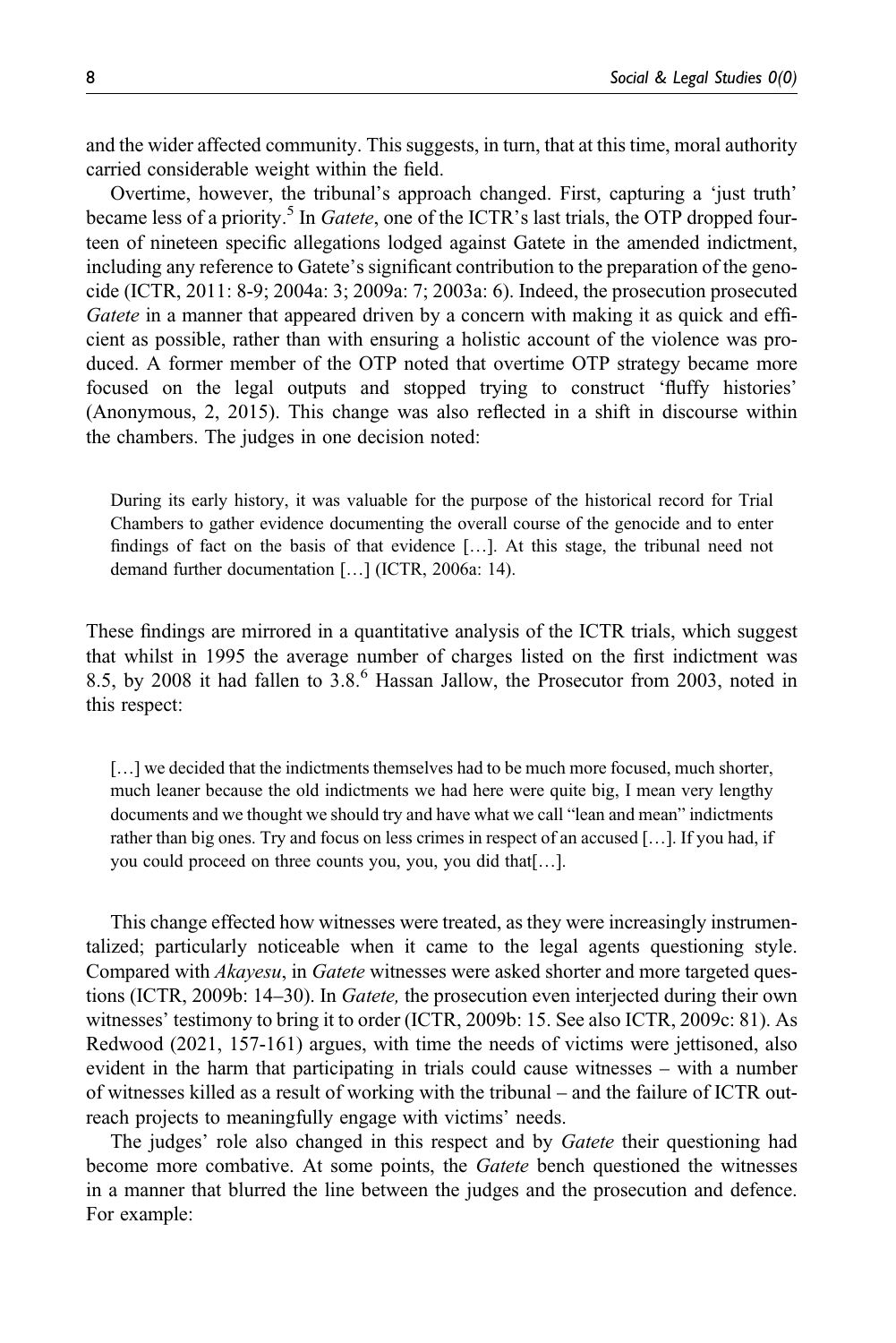and the wider affected community. This suggests, in turn, that at this time, moral authority carried considerable weight within the field.

Overtime, however, the tribunal's approach changed. First, capturing a 'just truth' became less of a priority.[5] In *Gatete*, one of the ICTR's last trials, the OTP dropped fourteen of nineteen specific allegations lodged against Gatete in the amended indictment, including any reference to Gatete's significant contribution to the preparation of the genocide (ICTR, 2011: 8-9; 2004a: 3; 2009a: 7; 2003a: 6). Indeed, the prosecution prosecuted *Gatete* in a manner that appeared driven by a concern with making it as quick and efficient as possible, rather than with ensuring a holistic account of the violence was produced. A former member of the OTP noted that overtime OTP strategy became more focused on the legal outputs and stopped trying to construct 'fluffy histories' (Anonymous, 2, 2015). This change was also reflected in a shift in discourse within the chambers. The judges in one decision noted:

> During its early history, it was valuable for the purpose of the historical record for Trial Chambers to gather evidence documenting the overall course of the genocide and to enter findings of fact on the basis of that evidence […]. At this stage, the tribunal need not demand further documentation […] (ICTR, 2006a: 14).

These findings are mirrored in a quantitative analysis of the ICTR trials, which suggest that whilst in 1995 the average number of charges listed on the first indictment was 8.5, by 2008 it had fallen to 3.8.[6] Hassan Jallow, the Prosecutor from 2003, noted in this respect:

> […] we decided that the indictments themselves had to be much more focused, much shorter, much leaner because the old indictments we had here were quite big, I mean very lengthy documents and we thought we should try and have what we call "lean and mean" indictments rather than big ones. Try and focus on less crimes in respect of an accused […]. If you had, if you could proceed on three counts you, you, you did that[…].

This change effected how witnesses were treated, as they were increasingly instrumentalized; particularly noticeable when it came to the legal agents questioning style. Compared with *Akayesu*, in *Gatete* witnesses were asked shorter and more targeted questions (ICTR, 2009b: 14–30). In *Gatete,* the prosecution even interjected during their own witnesses' testimony to bring it to order (ICTR, 2009b: 15. See also ICTR, 2009c: 81). As Redwood (2021, 157-161) argues, with time the needs of victims were jettisoned, also evident in the harm that participating in trials could cause witnesses – with a number of witnesses killed as a result of working with the tribunal – and the failure of ICTR outreach projects to meaningfully engage with victims' needs.

The judges' role also changed in this respect and by *Gatete* their questioning had become more combative. At some points, the *Gatete* bench questioned the witnesses in a manner that blurred the line between the judges and the prosecution and defence. For example: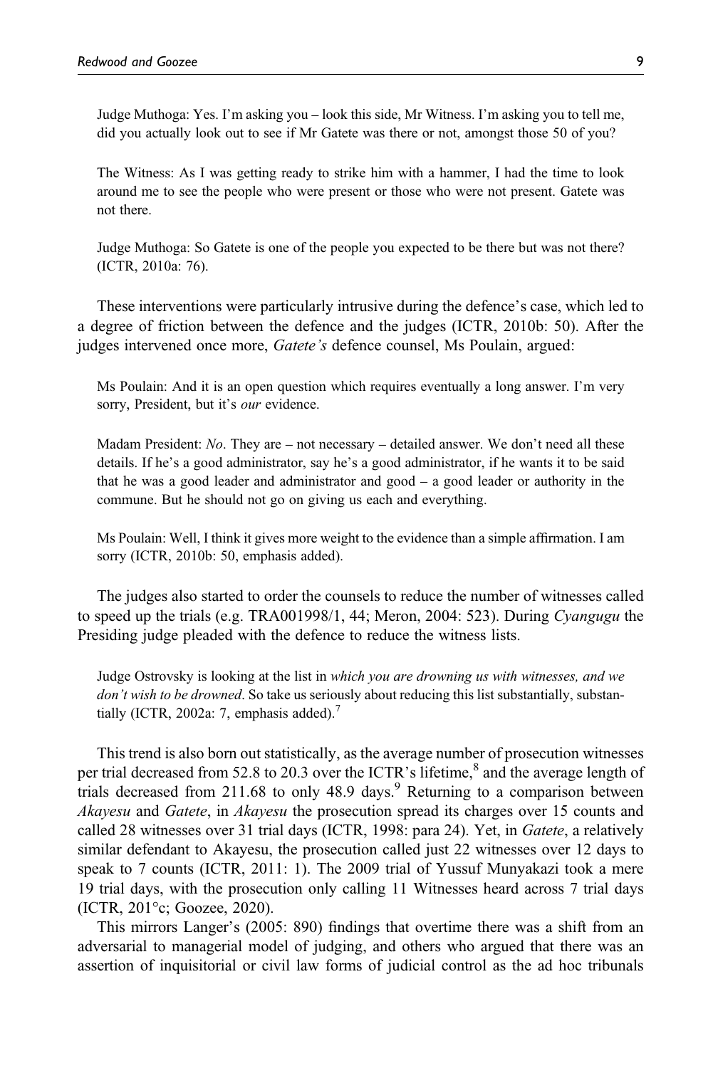Judge Muthoga: Yes. I'm asking you – look this side, Mr Witness. I'm asking you to tell me, did you actually look out to see if Mr Gatete was there or not, amongst those 50 of you?

The Witness: As I was getting ready to strike him with a hammer, I had the time to look around me to see the people who were present or those who were not present. Gatete was not there.

Judge Muthoga: So Gatete is one of the people you expected to be there but was not there? (ICTR, 2010a: 76).

These interventions were particularly intrusive during the defence's case, which led to a degree of friction between the defence and the judges (ICTR, 2010b: 50). After the judges intervened once more, *Gatete's* defence counsel, Ms Poulain, argued:

Ms Poulain: And it is an open question which requires eventually a long answer. I'm very sorry, President, but it's *our* evidence.

Madam President: *No*. They are – not necessary – detailed answer. We don't need all these details. If he's a good administrator, say he's a good administrator, if he wants it to be said that he was a good leader and administrator and good – a good leader or authority in the commune. But he should not go on giving us each and everything.

Ms Poulain: Well, I think it gives more weight to the evidence than a simple affirmation. I am sorry (ICTR, 2010b: 50, emphasis added).

The judges also started to order the counsels to reduce the number of witnesses called to speed up the trials (e.g. TRA001998/1, 44; Meron, 2004: 523). During *Cyangugu* the Presiding judge pleaded with the defence to reduce the witness lists.

Judge Ostrovsky is looking at the list in *which you are drowning us with witnesses, and we don't wish to be drowned*. So take us seriously about reducing this list substantially, substantially (ICTR, 2002a: 7, emphasis added).[7]

This trend is also born out statistically, as the average number of prosecution witnesses per trial decreased from 52.8 to 20.3 over the ICTR's lifetime,[8] and the average length of trials decreased from 211.68 to only 48.9 days.[9] Returning to a comparison between *Akayesu* and *Gatete*, in *Akayesu* the prosecution spread its charges over 15 counts and called 28 witnesses over 31 trial days (ICTR, 1998: para 24). Yet, in *Gatete*, a relatively similar defendant to Akayesu, the prosecution called just 22 witnesses over 12 days to speak to 7 counts (ICTR, 2011: 1). The 2009 trial of Yussuf Munyakazi took a mere 19 trial days, with the prosecution only calling 11 Witnesses heard across 7 trial days (ICTR, 201°c; Goozee, 2020).

This mirrors Langer's (2005: 890) findings that overtime there was a shift from an adversarial to managerial model of judging, and others who argued that there was an assertion of inquisitorial or civil law forms of judicial control as the ad hoc tribunals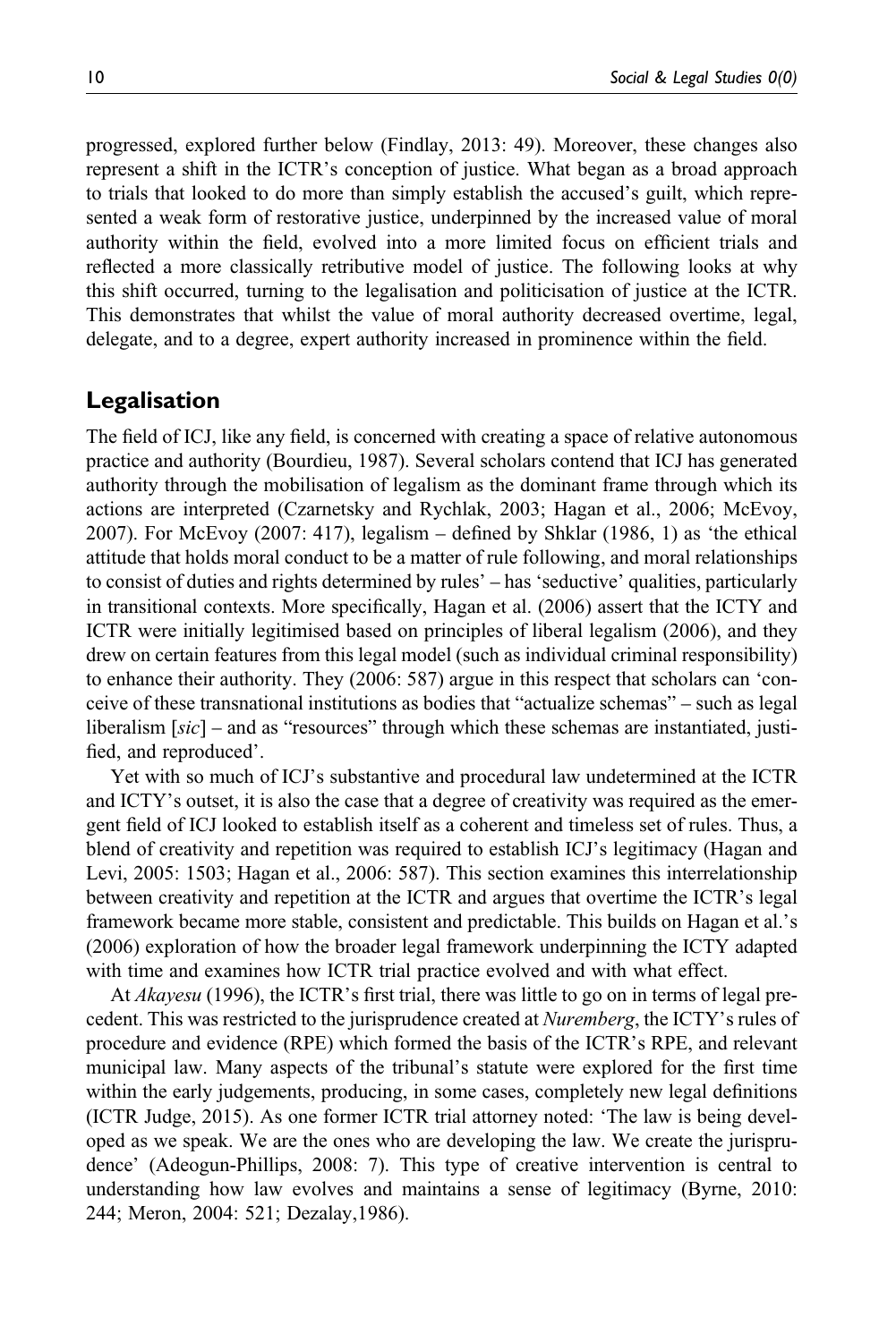progressed, explored further below (Findlay, 2013: 49). Moreover, these changes also represent a shift in the ICTR's conception of justice. What began as a broad approach to trials that looked to do more than simply establish the accused's guilt, which represented a weak form of restorative justice, underpinned by the increased value of moral authority within the field, evolved into a more limited focus on efficient trials and reflected a more classically retributive model of justice. The following looks at why this shift occurred, turning to the legalisation and politicisation of justice at the ICTR. This demonstrates that whilst the value of moral authority decreased overtime, legal, delegate, and to a degree, expert authority increased in prominence within the field.

## Legalisation

The field of ICJ, like any field, is concerned with creating a space of relative autonomous practice and authority (Bourdieu, 1987). Several scholars contend that ICJ has generated authority through the mobilisation of legalism as the dominant frame through which its actions are interpreted (Czarnetsky and Rychlak, 2003; Hagan et al., 2006; McEvoy, 2007). For McEvoy (2007: 417), legalism – defined by Shklar (1986, 1) as 'the ethical attitude that holds moral conduct to be a matter of rule following, and moral relationships to consist of duties and rights determined by rules' – has 'seductive' qualities, particularly in transitional contexts. More specifically, Hagan et al. (2006) assert that the ICTY and ICTR were initially legitimised based on principles of liberal legalism (2006), and they drew on certain features from this legal model (such as individual criminal responsibility) to enhance their authority. They (2006: 587) argue in this respect that scholars can 'conceive of these transnational institutions as bodies that "actualize schemas" – such as legal liberalism [*sic*] – and as "resources" through which these schemas are instantiated, justified, and reproduced'.

Yet with so much of ICJ's substantive and procedural law undetermined at the ICTR and ICTY's outset, it is also the case that a degree of creativity was required as the emergent field of ICJ looked to establish itself as a coherent and timeless set of rules. Thus, a blend of creativity and repetition was required to establish ICJ's legitimacy (Hagan and Levi, 2005: 1503; Hagan et al., 2006: 587). This section examines this interrelationship between creativity and repetition at the ICTR and argues that overtime the ICTR's legal framework became more stable, consistent and predictable. This builds on Hagan et al.'s (2006) exploration of how the broader legal framework underpinning the ICTY adapted with time and examines how ICTR trial practice evolved and with what effect.

At *Akayesu* (1996), the ICTR's first trial, there was little to go on in terms of legal precedent. This was restricted to the jurisprudence created at *Nuremberg*, the ICTY's rules of procedure and evidence (RPE) which formed the basis of the ICTR's RPE, and relevant municipal law. Many aspects of the tribunal's statute were explored for the first time within the early judgements, producing, in some cases, completely new legal definitions (ICTR Judge, 2015). As one former ICTR trial attorney noted: 'The law is being developed as we speak. We are the ones who are developing the law. We create the jurisprudence' (Adeogun-Phillips, 2008: 7). This type of creative intervention is central to understanding how law evolves and maintains a sense of legitimacy (Byrne, 2010: 244; Meron, 2004: 521; Dezalay,1986).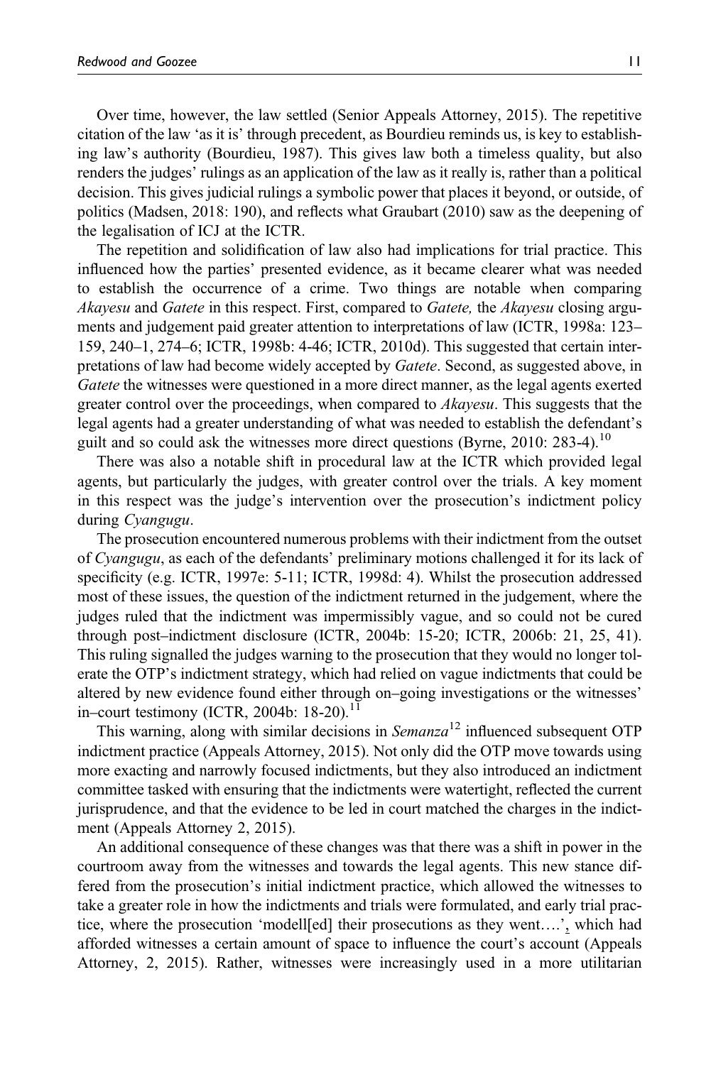Over time, however, the law settled (Senior Appeals Attorney, 2015). The repetitive citation of the law 'as it is' through precedent, as Bourdieu reminds us, is key to establishing law's authority (Bourdieu, 1987). This gives law both a timeless quality, but also renders the judges' rulings as an application of the law as it really is, rather than a political decision. This gives judicial rulings a symbolic power that places it beyond, or outside, of politics (Madsen, 2018: 190), and reflects what Graubart (2010) saw as the deepening of the legalisation of ICJ at the ICTR.

The repetition and solidification of law also had implications for trial practice. This influenced how the parties' presented evidence, as it became clearer what was needed to establish the occurrence of a crime. Two things are notable when comparing *Akayesu* and *Gatete* in this respect. First, compared to *Gatete,* the *Akayesu* closing arguments and judgement paid greater attention to interpretations of law (ICTR, 1998a: 123–159, 240–1, 274–6; ICTR, 1998b: 4-46; ICTR, 2010d). This suggested that certain interpretations of law had become widely accepted by *Gatete*. Second, as suggested above, in *Gatete* the witnesses were questioned in a more direct manner, as the legal agents exerted greater control over the proceedings, when compared to *Akayesu*. This suggests that the legal agents had a greater understanding of what was needed to establish the defendant's guilt and so could ask the witnesses more direct questions (Byrne, 2010: 283-4).[10]

There was also a notable shift in procedural law at the ICTR which provided legal agents, but particularly the judges, with greater control over the trials. A key moment in this respect was the judge's intervention over the prosecution's indictment policy during *Cyangugu*.

The prosecution encountered numerous problems with their indictment from the outset of *Cyangugu*, as each of the defendants' preliminary motions challenged it for its lack of specificity (e.g. ICTR, 1997e: 5-11; ICTR, 1998d: 4). Whilst the prosecution addressed most of these issues, the question of the indictment returned in the judgement, where the judges ruled that the indictment was impermissibly vague, and so could not be cured through post–indictment disclosure (ICTR, 2004b: 15-20; ICTR, 2006b: 21, 25, 41). This ruling signalled the judges warning to the prosecution that they would no longer tolerate the OTP's indictment strategy, which had relied on vague indictments that could be altered by new evidence found either through on–going investigations or the witnesses' in–court testimony (ICTR, 2004b: 18-20).[11]

This warning, along with similar decisions in *Semanza*[12] influenced subsequent OTP indictment practice (Appeals Attorney, 2015). Not only did the OTP move towards using more exacting and narrowly focused indictments, but they also introduced an indictment committee tasked with ensuring that the indictments were watertight, reflected the current jurisprudence, and that the evidence to be led in court matched the charges in the indictment (Appeals Attorney 2, 2015).

An additional consequence of these changes was that there was a shift in power in the courtroom away from the witnesses and towards the legal agents. This new stance differed from the prosecution's initial indictment practice, which allowed the witnesses to take a greater role in how the indictments and trials were formulated, and early trial practice, where the prosecution 'modell[ed] their prosecutions as they went….', which had afforded witnesses a certain amount of space to influence the court's account (Appeals Attorney, 2, 2015). Rather, witnesses were increasingly used in a more utilitarian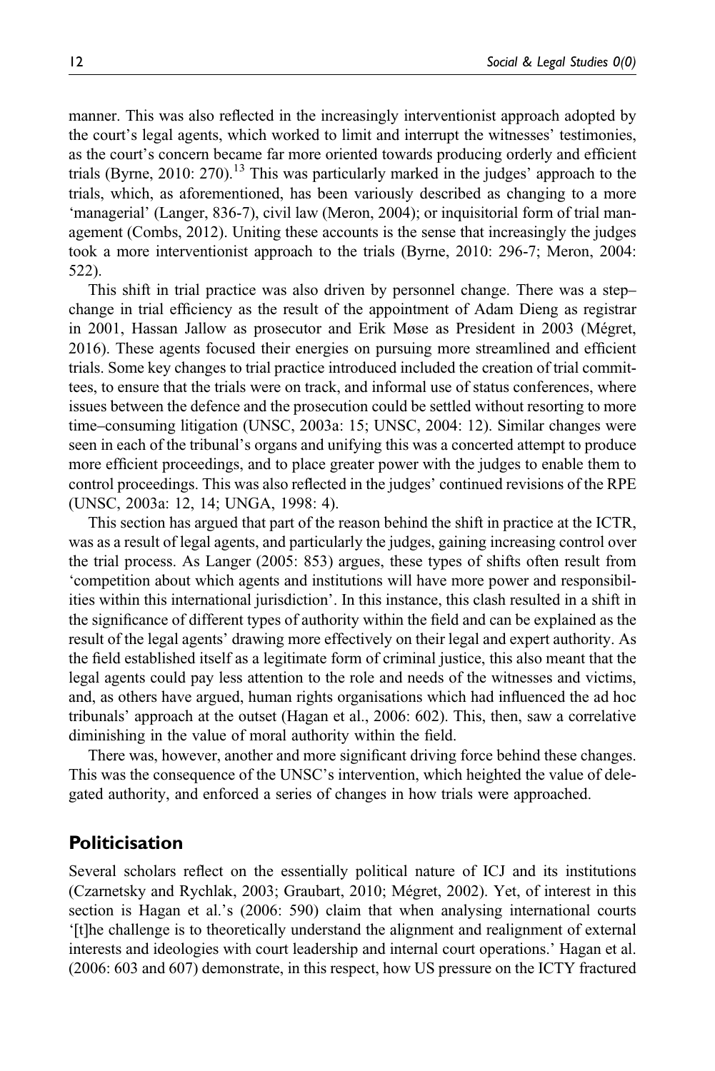manner. This was also reflected in the increasingly interventionist approach adopted by the court's legal agents, which worked to limit and interrupt the witnesses' testimonies, as the court's concern became far more oriented towards producing orderly and efficient trials (Byrne, 2010: 270).[13] This was particularly marked in the judges' approach to the trials, which, as aforementioned, has been variously described as changing to a more 'managerial' (Langer, 836-7), civil law (Meron, 2004); or inquisitorial form of trial management (Combs, 2012). Uniting these accounts is the sense that increasingly the judges took a more interventionist approach to the trials (Byrne, 2010: 296-7; Meron, 2004: 522).

This shift in trial practice was also driven by personnel change. There was a step–change in trial efficiency as the result of the appointment of Adam Dieng as registrar in 2001, Hassan Jallow as prosecutor and Erik Møse as President in 2003 (Mégret, 2016). These agents focused their energies on pursuing more streamlined and efficient trials. Some key changes to trial practice introduced included the creation of trial committees, to ensure that the trials were on track, and informal use of status conferences, where issues between the defence and the prosecution could be settled without resorting to more time–consuming litigation (UNSC, 2003a: 15; UNSC, 2004: 12). Similar changes were seen in each of the tribunal's organs and unifying this was a concerted attempt to produce more efficient proceedings, and to place greater power with the judges to enable them to control proceedings. This was also reflected in the judges' continued revisions of the RPE (UNSC, 2003a: 12, 14; UNGA, 1998: 4).

This section has argued that part of the reason behind the shift in practice at the ICTR, was as a result of legal agents, and particularly the judges, gaining increasing control over the trial process. As Langer (2005: 853) argues, these types of shifts often result from 'competition about which agents and institutions will have more power and responsibilities within this international jurisdiction'. In this instance, this clash resulted in a shift in the significance of different types of authority within the field and can be explained as the result of the legal agents' drawing more effectively on their legal and expert authority. As the field established itself as a legitimate form of criminal justice, this also meant that the legal agents could pay less attention to the role and needs of the witnesses and victims, and, as others have argued, human rights organisations which had influenced the ad hoc tribunals' approach at the outset (Hagan et al., 2006: 602). This, then, saw a correlative diminishing in the value of moral authority within the field.

There was, however, another and more significant driving force behind these changes. This was the consequence of the UNSC's intervention, which heighted the value of delegated authority, and enforced a series of changes in how trials were approached.

## Politicisation

Several scholars reflect on the essentially political nature of ICJ and its institutions (Czarnetsky and Rychlak, 2003; Graubart, 2010; Mégret, 2002). Yet, of interest in this section is Hagan et al.'s (2006: 590) claim that when analysing international courts '[t]he challenge is to theoretically understand the alignment and realignment of external interests and ideologies with court leadership and internal court operations.' Hagan et al. (2006: 603 and 607) demonstrate, in this respect, how US pressure on the ICTY fractured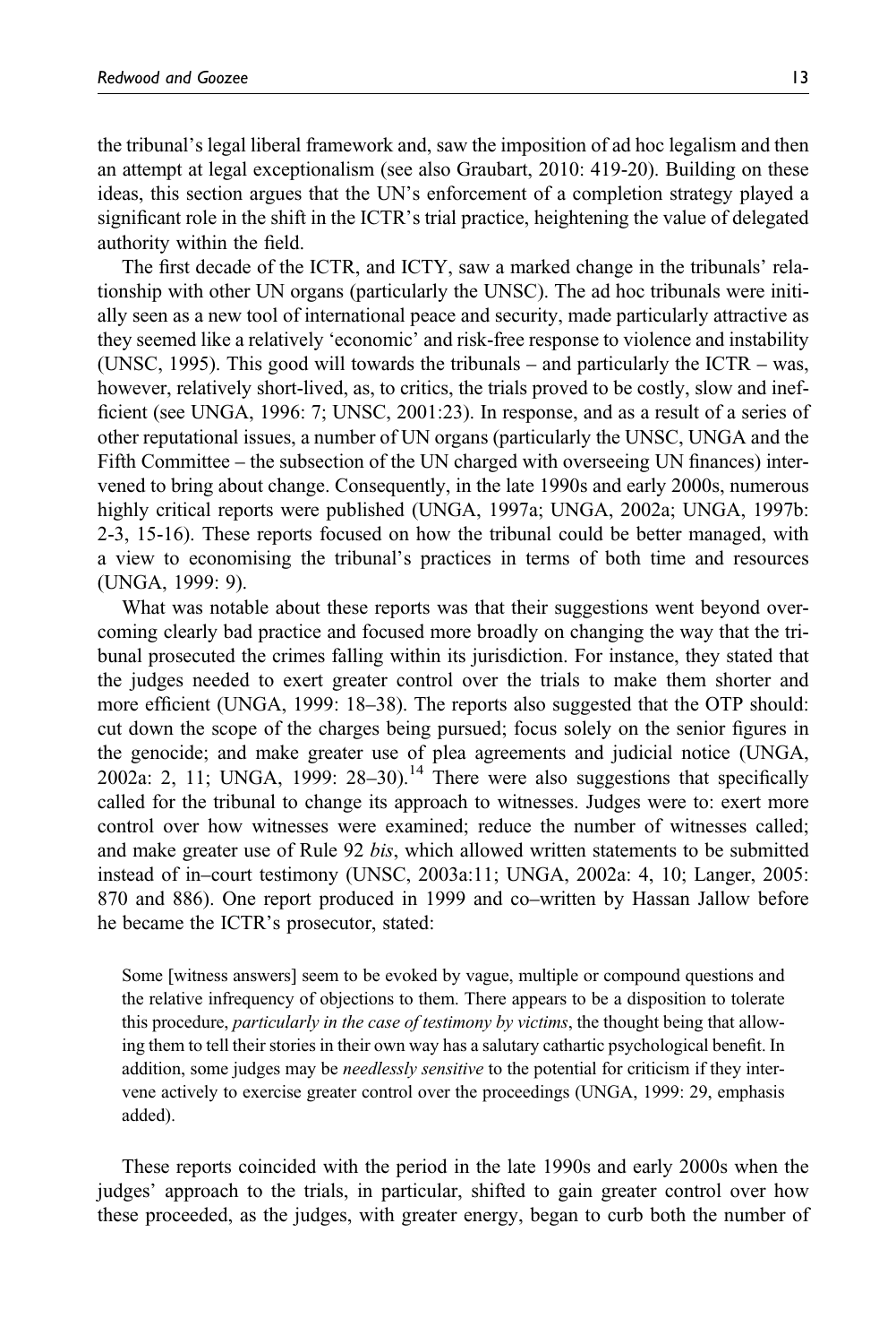the tribunal's legal liberal framework and, saw the imposition of ad hoc legalism and then an attempt at legal exceptionalism (see also Graubart, 2010: 419-20). Building on these ideas, this section argues that the UN's enforcement of a completion strategy played a significant role in the shift in the ICTR's trial practice, heightening the value of delegated authority within the field.

The first decade of the ICTR, and ICTY, saw a marked change in the tribunals' relationship with other UN organs (particularly the UNSC). The ad hoc tribunals were initially seen as a new tool of international peace and security, made particularly attractive as they seemed like a relatively 'economic' and risk-free response to violence and instability (UNSC, 1995). This good will towards the tribunals – and particularly the ICTR – was, however, relatively short-lived, as, to critics, the trials proved to be costly, slow and inefficient (see UNGA, 1996: 7; UNSC, 2001:23). In response, and as a result of a series of other reputational issues, a number of UN organs (particularly the UNSC, UNGA and the Fifth Committee – the subsection of the UN charged with overseeing UN finances) intervened to bring about change. Consequently, in the late 1990s and early 2000s, numerous highly critical reports were published (UNGA, 1997a; UNGA, 2002a; UNGA, 1997b: 2-3, 15-16). These reports focused on how the tribunal could be better managed, with a view to economising the tribunal's practices in terms of both time and resources (UNGA, 1999: 9).

What was notable about these reports was that their suggestions went beyond overcoming clearly bad practice and focused more broadly on changing the way that the tribunal prosecuted the crimes falling within its jurisdiction. For instance, they stated that the judges needed to exert greater control over the trials to make them shorter and more efficient (UNGA, 1999: 18–38). The reports also suggested that the OTP should: cut down the scope of the charges being pursued; focus solely on the senior figures in the genocide; and make greater use of plea agreements and judicial notice (UNGA, 2002a: 2, 11; UNGA, 1999: 28–30).[14] There were also suggestions that specifically called for the tribunal to change its approach to witnesses. Judges were to: exert more control over how witnesses were examined; reduce the number of witnesses called; and make greater use of Rule 92 *bis*, which allowed written statements to be submitted instead of in–court testimony (UNSC, 2003a:11; UNGA, 2002a: 4, 10; Langer, 2005: 870 and 886). One report produced in 1999 and co–written by Hassan Jallow before he became the ICTR's prosecutor, stated:

> Some [witness answers] seem to be evoked by vague, multiple or compound questions and the relative infrequency of objections to them. There appears to be a disposition to tolerate this procedure, *particularly in the case of testimony by victims*, the thought being that allowing them to tell their stories in their own way has a salutary cathartic psychological benefit. In addition, some judges may be *needlessly sensitive* to the potential for criticism if they intervene actively to exercise greater control over the proceedings (UNGA, 1999: 29, emphasis added).

These reports coincided with the period in the late 1990s and early 2000s when the judges' approach to the trials, in particular, shifted to gain greater control over how these proceeded, as the judges, with greater energy, began to curb both the number of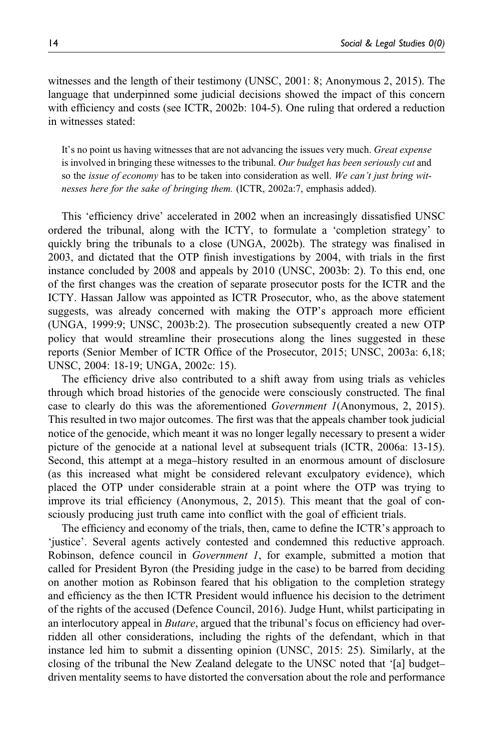witnesses and the length of their testimony (UNSC, 2001: 8; Anonymous 2, 2015). The language that underpinned some judicial decisions showed the impact of this concern with efficiency and costs (see ICTR, 2002b: 104-5). One ruling that ordered a reduction in witnesses stated:

> It's no point us having witnesses that are not advancing the issues very much. *Great expense* is involved in bringing these witnesses to the tribunal. *Our budget has been seriously cut* and so the *issue of economy* has to be taken into consideration as well. *We can't just bring witnesses here for the sake of bringing them.* (ICTR, 2002a:7, emphasis added).

This 'efficiency drive' accelerated in 2002 when an increasingly dissatisfied UNSC ordered the tribunal, along with the ICTY, to formulate a 'completion strategy' to quickly bring the tribunals to a close (UNGA, 2002b). The strategy was finalised in 2003, and dictated that the OTP finish investigations by 2004, with trials in the first instance concluded by 2008 and appeals by 2010 (UNSC, 2003b: 2). To this end, one of the first changes was the creation of separate prosecutor posts for the ICTR and the ICTY. Hassan Jallow was appointed as ICTR Prosecutor, who, as the above statement suggests, was already concerned with making the OTP's approach more efficient (UNGA, 1999:9; UNSC, 2003b:2). The prosecution subsequently created a new OTP policy that would streamline their prosecutions along the lines suggested in these reports (Senior Member of ICTR Office of the Prosecutor, 2015; UNSC, 2003a: 6,18; UNSC, 2004: 18-19; UNGA, 2002c: 15).

The efficiency drive also contributed to a shift away from using trials as vehicles through which broad histories of the genocide were consciously constructed. The final case to clearly do this was the aforementioned *Government 1*(Anonymous, 2, 2015). This resulted in two major outcomes. The first was that the appeals chamber took judicial notice of the genocide, which meant it was no longer legally necessary to present a wider picture of the genocide at a national level at subsequent trials (ICTR, 2006a: 13-15). Second, this attempt at a mega–history resulted in an enormous amount of disclosure (as this increased what might be considered relevant exculpatory evidence), which placed the OTP under considerable strain at a point where the OTP was trying to improve its trial efficiency (Anonymous, 2, 2015). This meant that the goal of consciously producing just truth came into conflict with the goal of efficient trials.

The efficiency and economy of the trials, then, came to define the ICTR's approach to 'justice'. Several agents actively contested and condemned this reductive approach. Robinson, defence council in *Government 1*, for example, submitted a motion that called for President Byron (the Presiding judge in the case) to be barred from deciding on another motion as Robinson feared that his obligation to the completion strategy and efficiency as the then ICTR President would influence his decision to the detriment of the rights of the accused (Defence Council, 2016). Judge Hunt, whilst participating in an interlocutory appeal in *Butare*, argued that the tribunal's focus on efficiency had overridden all other considerations, including the rights of the defendant, which in that instance led him to submit a dissenting opinion (UNSC, 2015: 25). Similarly, at the closing of the tribunal the New Zealand delegate to the UNSC noted that '[a] budget–driven mentality seems to have distorted the conversation about the role and performance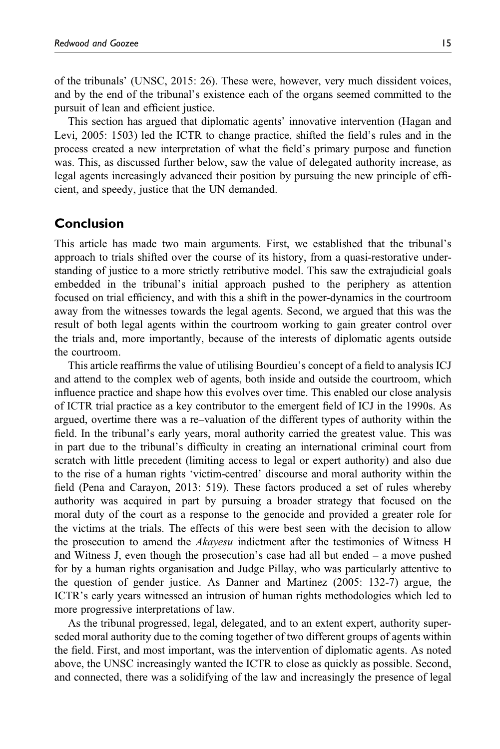of the tribunals' (UNSC, 2015: 26). These were, however, very much dissident voices, and by the end of the tribunal's existence each of the organs seemed committed to the pursuit of lean and efficient justice.

This section has argued that diplomatic agents' innovative intervention (Hagan and Levi, 2005: 1503) led the ICTR to change practice, shifted the field's rules and in the process created a new interpretation of what the field's primary purpose and function was. This, as discussed further below, saw the value of delegated authority increase, as legal agents increasingly advanced their position by pursuing the new principle of efficient, and speedy, justice that the UN demanded.

## Conclusion

This article has made two main arguments. First, we established that the tribunal's approach to trials shifted over the course of its history, from a quasi-restorative understanding of justice to a more strictly retributive model. This saw the extrajudicial goals embedded in the tribunal's initial approach pushed to the periphery as attention focused on trial efficiency, and with this a shift in the power-dynamics in the courtroom away from the witnesses towards the legal agents. Second, we argued that this was the result of both legal agents within the courtroom working to gain greater control over the trials and, more importantly, because of the interests of diplomatic agents outside the courtroom.

This article reaffirms the value of utilising Bourdieu's concept of a field to analysis ICJ and attend to the complex web of agents, both inside and outside the courtroom, which influence practice and shape how this evolves over time. This enabled our close analysis of ICTR trial practice as a key contributor to the emergent field of ICJ in the 1990s. As argued, overtime there was a re–valuation of the different types of authority within the field. In the tribunal's early years, moral authority carried the greatest value. This was in part due to the tribunal's difficulty in creating an international criminal court from scratch with little precedent (limiting access to legal or expert authority) and also due to the rise of a human rights 'victim-centred' discourse and moral authority within the field (Pena and Carayon, 2013: 519). These factors produced a set of rules whereby authority was acquired in part by pursuing a broader strategy that focused on the moral duty of the court as a response to the genocide and provided a greater role for the victims at the trials. The effects of this were best seen with the decision to allow the prosecution to amend the *Akayesu* indictment after the testimonies of Witness H and Witness J, even though the prosecution's case had all but ended – a move pushed for by a human rights organisation and Judge Pillay, who was particularly attentive to the question of gender justice. As Danner and Martinez (2005: 132-7) argue, the ICTR's early years witnessed an intrusion of human rights methodologies which led to more progressive interpretations of law.

As the tribunal progressed, legal, delegated, and to an extent expert, authority superseded moral authority due to the coming together of two different groups of agents within the field. First, and most important, was the intervention of diplomatic agents. As noted above, the UNSC increasingly wanted the ICTR to close as quickly as possible. Second, and connected, there was a solidifying of the law and increasingly the presence of legal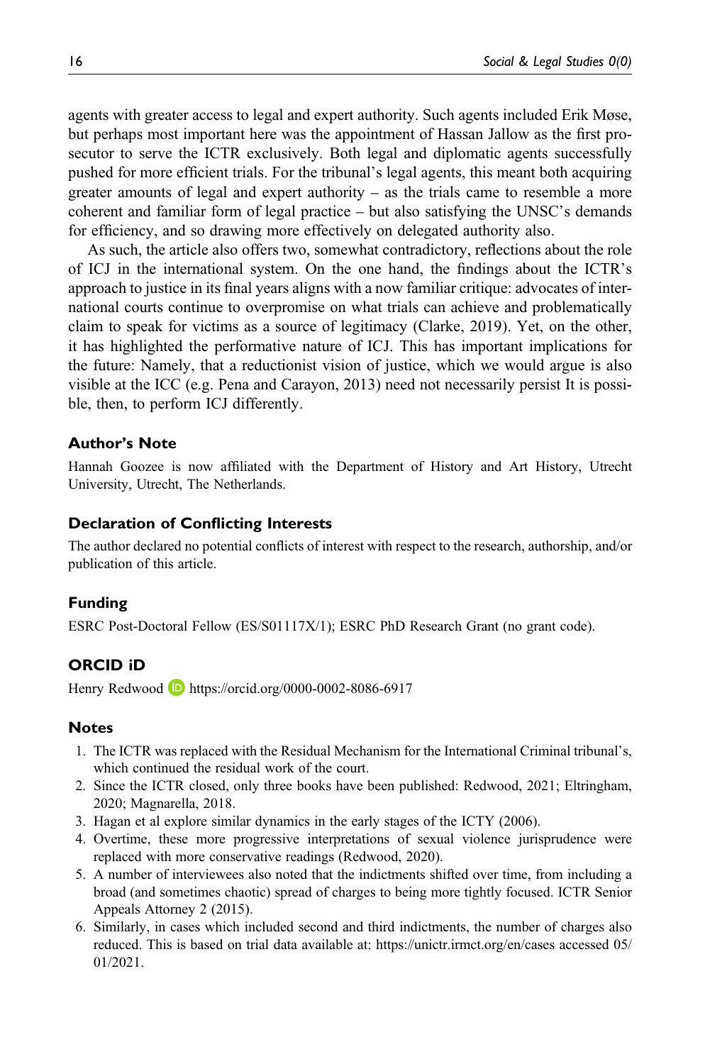agents with greater access to legal and expert authority. Such agents included Erik Møse, but perhaps most important here was the appointment of Hassan Jallow as the first prosecutor to serve the ICTR exclusively. Both legal and diplomatic agents successfully pushed for more efficient trials. For the tribunal's legal agents, this meant both acquiring greater amounts of legal and expert authority – as the trials came to resemble a more coherent and familiar form of legal practice – but also satisfying the UNSC's demands for efficiency, and so drawing more effectively on delegated authority also.

As such, the article also offers two, somewhat contradictory, reflections about the role of ICJ in the international system. On the one hand, the findings about the ICTR's approach to justice in its final years aligns with a now familiar critique: advocates of international courts continue to overpromise on what trials can achieve and problematically claim to speak for victims as a source of legitimacy (Clarke, 2019). Yet, on the other, it has highlighted the performative nature of ICJ. This has important implications for the future: Namely, that a reductionist vision of justice, which we would argue is also visible at the ICC (e.g. Pena and Carayon, 2013) need not necessarily persist It is possible, then, to perform ICJ differently.

## Author's Note

Hannah Goozee is now affiliated with the Department of History and Art History, Utrecht University, Utrecht, The Netherlands.

## Declaration of Conflicting Interests

The author declared no potential conflicts of interest with respect to the research, authorship, and/or publication of this article.

## Funding

ESRC Post-Doctoral Fellow (ES/S01117X/1); ESRC PhD Research Grant (no grant code).

## ORCID iD

Henry Redwood https://orcid.org/0000-0002-8086-6917

## Notes

1. The ICTR was replaced with the Residual Mechanism for the International Criminal tribunal's, which continued the residual work of the court.
2. Since the ICTR closed, only three books have been published: Redwood, 2021; Eltringham, 2020; Magnarella, 2018.
3. Hagan et al explore similar dynamics in the early stages of the ICTY (2006).
4. Overtime, these more progressive interpretations of sexual violence jurisprudence were replaced with more conservative readings (Redwood, 2020).
5. A number of interviewees also noted that the indictments shifted over time, from including a broad (and sometimes chaotic) spread of charges to being more tightly focused. ICTR Senior Appeals Attorney 2 (2015).
6. Similarly, in cases which included second and third indictments, the number of charges also reduced. This is based on trial data available at: https://unictr.irmct.org/en/cases accessed 05/01/2021.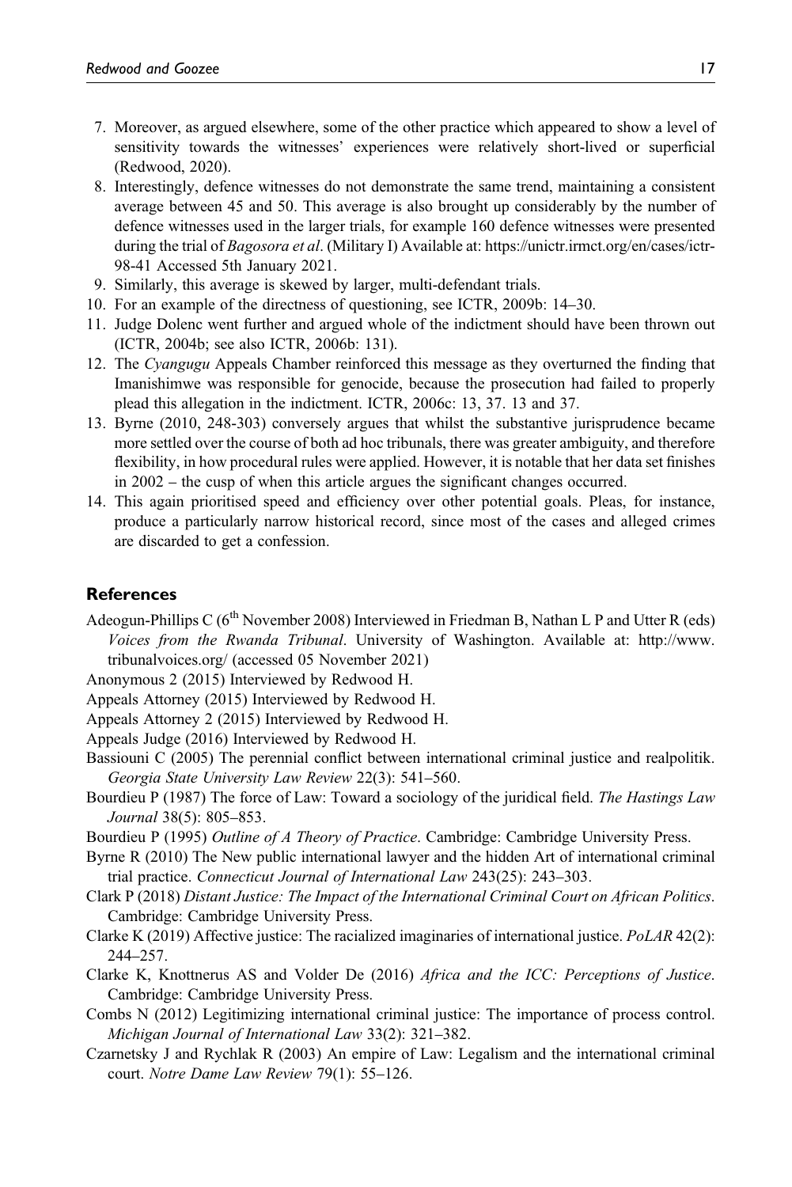7. Moreover, as argued elsewhere, some of the other practice which appeared to show a level of sensitivity towards the witnesses' experiences were relatively short-lived or superficial (Redwood, 2020).
8. Interestingly, defence witnesses do not demonstrate the same trend, maintaining a consistent average between 45 and 50. This average is also brought up considerably by the number of defence witnesses used in the larger trials, for example 160 defence witnesses were presented during the trial of *Bagosora et al*. (Military I) Available at: https://unictr.irmct.org/en/cases/ictr-98-41 Accessed 5th January 2021.
9. Similarly, this average is skewed by larger, multi-defendant trials.
10. For an example of the directness of questioning, see ICTR, 2009b: 14–30.
11. Judge Dolenc went further and argued whole of the indictment should have been thrown out (ICTR, 2004b; see also ICTR, 2006b: 131).
12. The *Cyangugu* Appeals Chamber reinforced this message as they overturned the finding that Imanishimwe was responsible for genocide, because the prosecution had failed to properly plead this allegation in the indictment. ICTR, 2006c: 13, 37. 13 and 37.
13. Byrne (2010, 248-303) conversely argues that whilst the substantive jurisprudence became more settled over the course of both ad hoc tribunals, there was greater ambiguity, and therefore flexibility, in how procedural rules were applied. However, it is notable that her data set finishes in 2002 – the cusp of when this article argues the significant changes occurred.
14. This again prioritised speed and efficiency over other potential goals. Pleas, for instance, produce a particularly narrow historical record, since most of the cases and alleged crimes are discarded to get a confession.

## References

Adeogun-Phillips C (6th November 2008) Interviewed in Friedman B, Nathan L P and Utter R (eds) *Voices from the Rwanda Tribunal*. University of Washington. Available at: http://www.tribunalvoices.org/ (accessed 05 November 2021)

Anonymous 2 (2015) Interviewed by Redwood H.

Appeals Attorney (2015) Interviewed by Redwood H.

Appeals Attorney 2 (2015) Interviewed by Redwood H.

Appeals Judge (2016) Interviewed by Redwood H.

Bassiouni C (2005) The perennial conflict between international criminal justice and realpolitik. *Georgia State University Law Review* 22(3): 541–560.

Bourdieu P (1987) The force of Law: Toward a sociology of the juridical field. *The Hastings Law Journal* 38(5): 805–853.

Bourdieu P (1995) *Outline of A Theory of Practice*. Cambridge: Cambridge University Press.

Byrne R (2010) The New public international lawyer and the hidden Art of international criminal trial practice. *Connecticut Journal of International Law* 243(25): 243–303.

Clark P (2018) *Distant Justice: The Impact of the International Criminal Court on African Politics*. Cambridge: Cambridge University Press.

Clarke K (2019) Affective justice: The racialized imaginaries of international justice. *PoLAR* 42(2): 244–257.

Clarke K, Knottnerus AS and Volder De (2016) *Africa and the ICC: Perceptions of Justice*. Cambridge: Cambridge University Press.

Combs N (2012) Legitimizing international criminal justice: The importance of process control. *Michigan Journal of International Law* 33(2): 321–382.

Czarnetsky J and Rychlak R (2003) An empire of Law: Legalism and the international criminal court. *Notre Dame Law Review* 79(1): 55–126.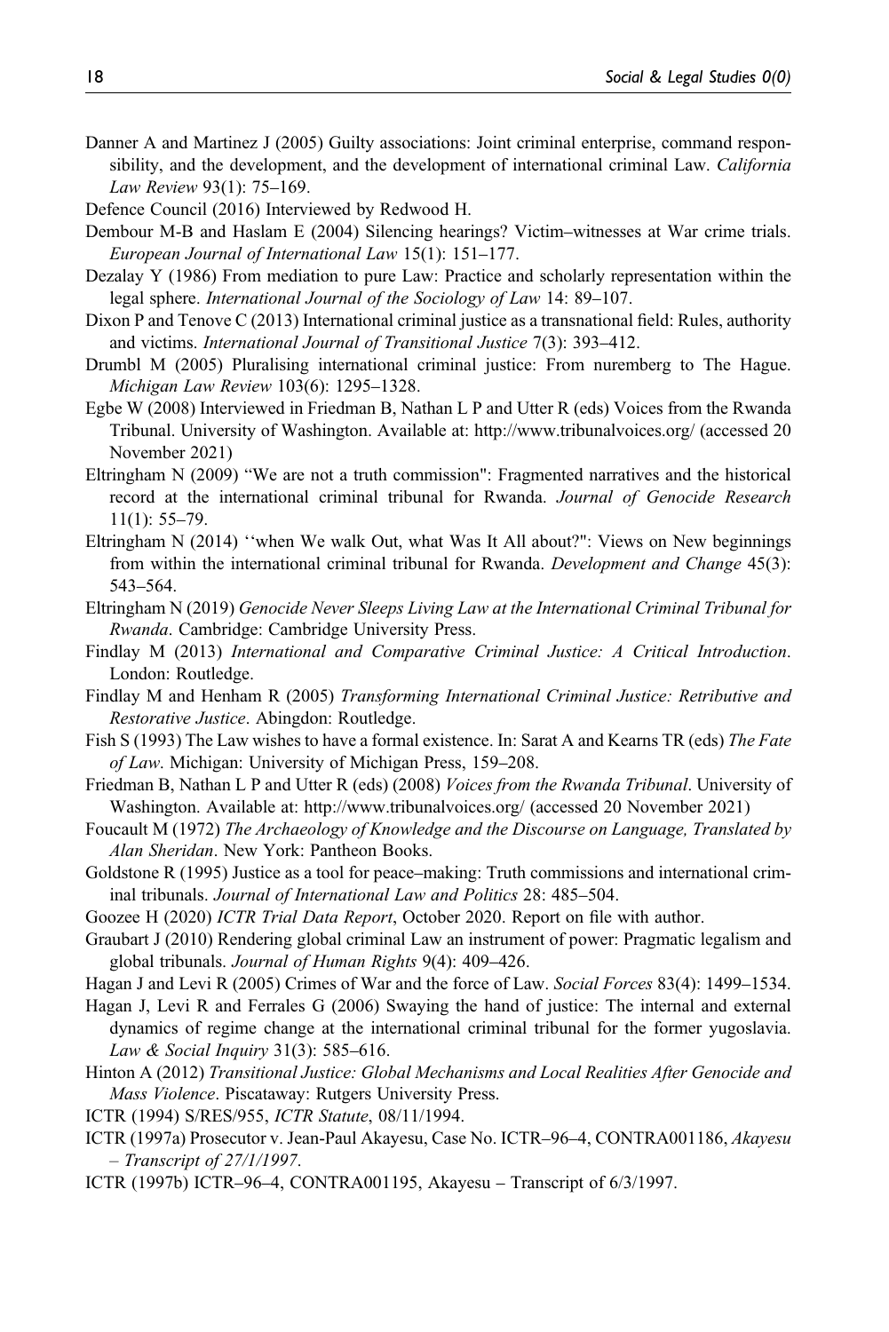Danner A and Martinez J (2005) Guilty associations: Joint criminal enterprise, command responsibility, and the development, and the development of international criminal Law. *California Law Review* 93(1): 75–169.

Defence Council (2016) Interviewed by Redwood H.

Dembour M-B and Haslam E (2004) Silencing hearings? Victim–witnesses at War crime trials. *European Journal of International Law* 15(1): 151–177.

Dezalay Y (1986) From mediation to pure Law: Practice and scholarly representation within the legal sphere. *International Journal of the Sociology of Law* 14: 89–107.

Dixon P and Tenove C (2013) International criminal justice as a transnational field: Rules, authority and victims. *International Journal of Transitional Justice* 7(3): 393–412.

Drumbl M (2005) Pluralising international criminal justice: From nuremberg to The Hague. *Michigan Law Review* 103(6): 1295–1328.

Egbe W (2008) Interviewed in Friedman B, Nathan L P and Utter R (eds) Voices from the Rwanda Tribunal. University of Washington. Available at: http://www.tribunalvoices.org/ (accessed 20 November 2021)

Eltringham N (2009) "We are not a truth commission": Fragmented narratives and the historical record at the international criminal tribunal for Rwanda. *Journal of Genocide Research* 11(1): 55–79.

Eltringham N (2014) ''when We walk Out, what Was It All about?": Views on New beginnings from within the international criminal tribunal for Rwanda. *Development and Change* 45(3): 543–564.

Eltringham N (2019) *Genocide Never Sleeps Living Law at the International Criminal Tribunal for Rwanda*. Cambridge: Cambridge University Press.

Findlay M (2013) *International and Comparative Criminal Justice: A Critical Introduction*. London: Routledge.

Findlay M and Henham R (2005) *Transforming International Criminal Justice: Retributive and Restorative Justice*. Abingdon: Routledge.

Fish S (1993) The Law wishes to have a formal existence. In: Sarat A and Kearns TR (eds) *The Fate of Law*. Michigan: University of Michigan Press, 159–208.

Friedman B, Nathan L P and Utter R (eds) (2008) *Voices from the Rwanda Tribunal*. University of Washington. Available at: http://www.tribunalvoices.org/ (accessed 20 November 2021)

Foucault M (1972) *The Archaeology of Knowledge and the Discourse on Language, Translated by Alan Sheridan*. New York: Pantheon Books.

Goldstone R (1995) Justice as a tool for peace–making: Truth commissions and international criminal tribunals. *Journal of International Law and Politics* 28: 485–504.

Goozee H (2020) *ICTR Trial Data Report*, October 2020. Report on file with author.

Graubart J (2010) Rendering global criminal Law an instrument of power: Pragmatic legalism and global tribunals. *Journal of Human Rights* 9(4): 409–426.

Hagan J and Levi R (2005) Crimes of War and the force of Law. *Social Forces* 83(4): 1499–1534.

Hagan J, Levi R and Ferrales G (2006) Swaying the hand of justice: The internal and external dynamics of regime change at the international criminal tribunal for the former yugoslavia. *Law & Social Inquiry* 31(3): 585–616.

Hinton A (2012) *Transitional Justice: Global Mechanisms and Local Realities After Genocide and Mass Violence*. Piscataway: Rutgers University Press.

ICTR (1994) S/RES/955, *ICTR Statute*, 08/11/1994.

ICTR (1997a) Prosecutor v. Jean-Paul Akayesu, Case No. ICTR–96–4, CONTRA001186, *Akayesu – Transcript of 27/1/1997*.

ICTR (1997b) ICTR–96–4, CONTRA001195, Akayesu – Transcript of 6/3/1997.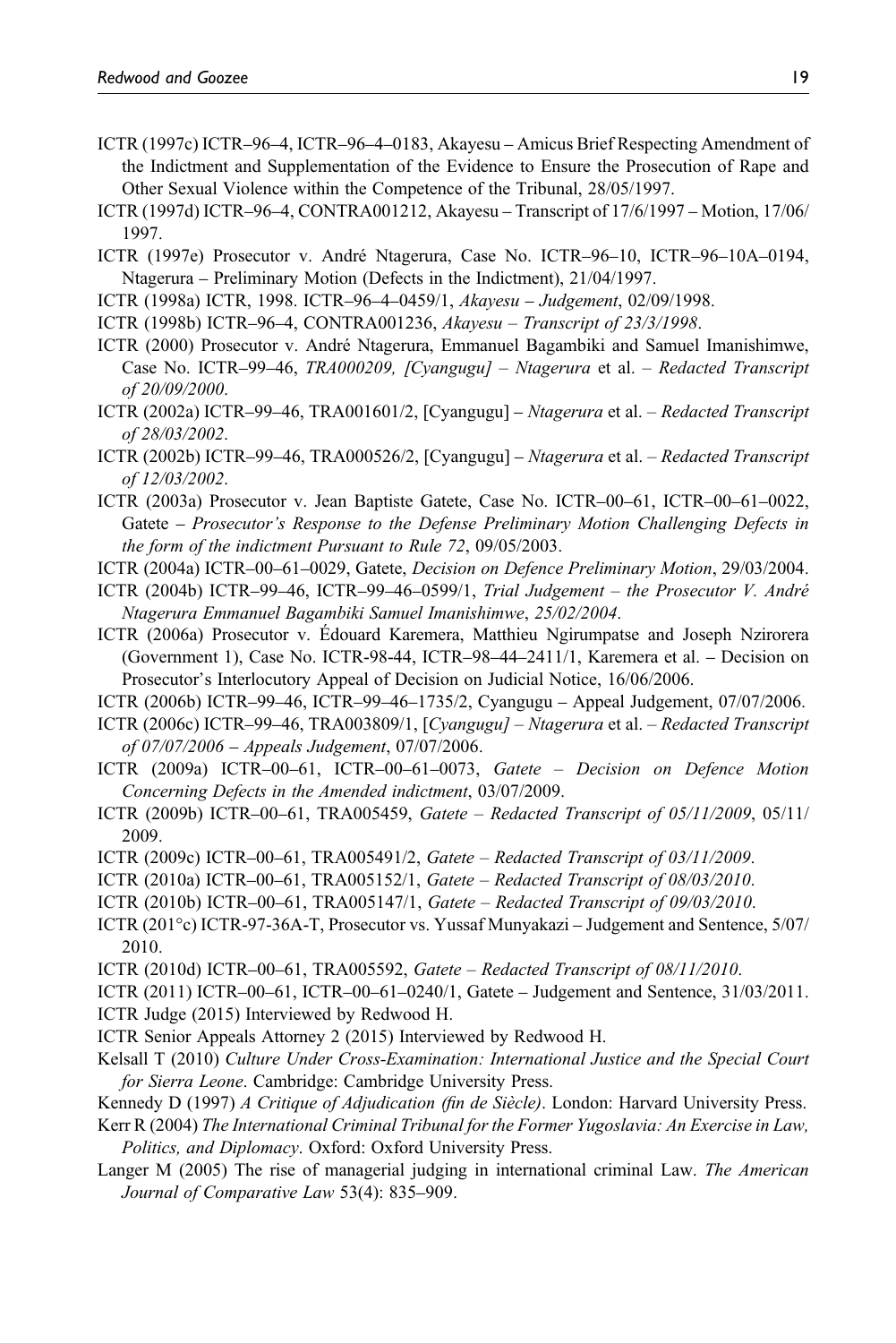ICTR (1997c) ICTR–96–4, ICTR–96–4–0183, Akayesu – Amicus Brief Respecting Amendment of the Indictment and Supplementation of the Evidence to Ensure the Prosecution of Rape and Other Sexual Violence within the Competence of the Tribunal, 28/05/1997.

ICTR (1997d) ICTR–96–4, CONTRA001212, Akayesu – Transcript of 17/6/1997 – Motion, 17/06/1997.

ICTR (1997e) Prosecutor v. André Ntagerura, Case No. ICTR–96–10, ICTR–96–10A–0194, Ntagerura – Preliminary Motion (Defects in the Indictment), 21/04/1997.

ICTR (1998a) ICTR, 1998. ICTR–96–4–0459/1, *Akayesu – Judgement*, 02/09/1998.

ICTR (1998b) ICTR–96–4, CONTRA001236, *Akayesu – Transcript of 23/3/1998*.

ICTR (2000) Prosecutor v. André Ntagerura, Emmanuel Bagambiki and Samuel Imanishimwe, Case No. ICTR–99–46, *TRA000209, [Cyangugu] – Ntagerura* et al. *– Redacted Transcript of 20/09/2000*.

ICTR (2002a) ICTR–99–46, TRA001601/2, [Cyangugu] – *Ntagerura* et al. *– Redacted Transcript of 28/03/2002*.

ICTR (2002b) ICTR–99–46, TRA000526/2, [Cyangugu] – *Ntagerura* et al. *– Redacted Transcript of 12/03/2002*.

ICTR (2003a) Prosecutor v. Jean Baptiste Gatete, Case No. ICTR–00–61, ICTR–00–61–0022, Gatete – *Prosecutor's Response to the Defense Preliminary Motion Challenging Defects in the form of the indictment Pursuant to Rule 72*, 09/05/2003.

ICTR (2004a) ICTR–00–61–0029, Gatete, *Decision on Defence Preliminary Motion*, 29/03/2004.

ICTR (2004b) ICTR–99–46, ICTR–99–46–0599/1, *Trial Judgement – the Prosecutor V. André Ntagerura Emmanuel Bagambiki Samuel Imanishimwe*, *25/02/2004*.

ICTR (2006a) Prosecutor v. Édouard Karemera, Matthieu Ngirumpatse and Joseph Nzirorera (Government 1), Case No. ICTR-98-44, ICTR–98–44–2411/1, Karemera et al. – Decision on Prosecutor's Interlocutory Appeal of Decision on Judicial Notice, 16/06/2006.

ICTR (2006b) ICTR–99–46, ICTR–99–46–1735/2, Cyangugu – Appeal Judgement, 07/07/2006.

ICTR (2006c) ICTR–99–46, TRA003809/1, *[Cyangugu] – Ntagerura* et al. *– Redacted Transcript of 07/07/2006 – Appeals Judgement*, 07/07/2006.

ICTR (2009a) ICTR–00–61, ICTR–00–61–0073, *Gatete – Decision on Defence Motion Concerning Defects in the Amended indictment*, 03/07/2009.

ICTR (2009b) ICTR–00–61, TRA005459, *Gatete – Redacted Transcript of 05/11/2009*, 05/11/2009.

ICTR (2009c) ICTR–00–61, TRA005491/2, *Gatete – Redacted Transcript of 03/11/2009*.

ICTR (2010a) ICTR–00–61, TRA005152/1, *Gatete – Redacted Transcript of 08/03/2010*.

ICTR (2010b) ICTR–00–61, TRA005147/1, *Gatete – Redacted Transcript of 09/03/2010*.

ICTR (201°c) ICTR-97-36A-T, Prosecutor vs. Yussaf Munyakazi – Judgement and Sentence, 5/07/2010.

ICTR (2010d) ICTR–00–61, TRA005592, *Gatete – Redacted Transcript of 08/11/2010*.

ICTR (2011) ICTR–00–61, ICTR–00–61–0240/1, Gatete – Judgement and Sentence, 31/03/2011.

ICTR Judge (2015) Interviewed by Redwood H.

ICTR Senior Appeals Attorney 2 (2015) Interviewed by Redwood H.

Kelsall T (2010) *Culture Under Cross-Examination: International Justice and the Special Court for Sierra Leone*. Cambridge: Cambridge University Press.

Kennedy D (1997) *A Critique of Adjudication (fin de Siècle)*. London: Harvard University Press.

Kerr R (2004) *The International Criminal Tribunal for the Former Yugoslavia: An Exercise in Law, Politics, and Diplomacy*. Oxford: Oxford University Press.

Langer M (2005) The rise of managerial judging in international criminal Law. *The American Journal of Comparative Law* 53(4): 835–909.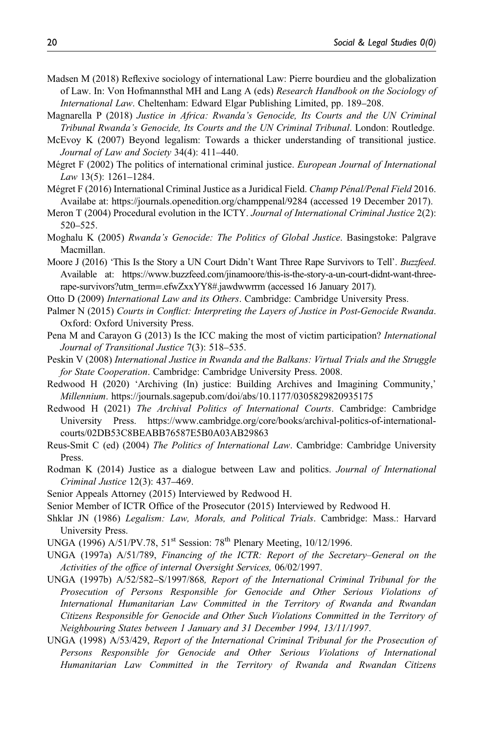Madsen M (2018) Reflexive sociology of international Law: Pierre bourdieu and the globalization of Law. In: Von Hofmannsthal MH and Lang A (eds) *Research Handbook on the Sociology of International Law*. Cheltenham: Edward Elgar Publishing Limited, pp. 189–208.

Magnarella P (2018) *Justice in Africa: Rwanda's Genocide, Its Courts and the UN Criminal Tribunal Rwanda's Genocide, Its Courts and the UN Criminal Tribunal*. London: Routledge.

McEvoy K (2007) Beyond legalism: Towards a thicker understanding of transitional justice. *Journal of Law and Society* 34(4): 411–440.

Mégret F (2002) The politics of international criminal justice. *European Journal of International Law* 13(5): 1261–1284.

Mégret F (2016) International Criminal Justice as a Juridical Field. *Champ Pénal/Penal Field* 2016. Availabe at: https://journals.openedition.org/champpenal/9284 (accessed 19 December 2017).

Meron T (2004) Procedural evolution in the ICTY. *Journal of International Criminal Justice* 2(2): 520–525.

Moghalu K (2005) *Rwanda's Genocide: The Politics of Global Justice*. Basingstoke: Palgrave Macmillan.

Moore J (2016) 'This Is the Story a UN Court Didn't Want Three Rape Survivors to Tell'. *Buzzfeed*. Available at: https://www.buzzfeed.com/jinamoore/this-is-the-story-a-un-court-didnt-want-three-rape-survivors?utm_term=.efwZxxYY8#.jawdwwrrm (accessed 16 January 2017).

Otto D (2009) *International Law and its Others*. Cambridge: Cambridge University Press.

Palmer N (2015) *Courts in Conflict: Interpreting the Layers of Justice in Post-Genocide Rwanda*. Oxford: Oxford University Press.

Pena M and Carayon G (2013) Is the ICC making the most of victim participation? *International Journal of Transitional Justice* 7(3): 518–535.

Peskin V (2008) *International Justice in Rwanda and the Balkans: Virtual Trials and the Struggle for State Cooperation*. Cambridge: Cambridge University Press. 2008.

Redwood H (2020) 'Archiving (In) justice: Building Archives and Imagining Community,' *Millennium*. https://journals.sagepub.com/doi/abs/10.1177/0305829820935175

Redwood H (2021) *The Archival Politics of International Courts*. Cambridge: Cambridge University Press. https://www.cambridge.org/core/books/archival-politics-of-international-courts/02DB53C8BEABB76587E5B0A03AB29863

Reus-Smit C (ed) (2004) *The Politics of International Law*. Cambridge: Cambridge University Press.

Rodman K (2014) Justice as a dialogue between Law and politics. *Journal of International Criminal Justice* 12(3): 437–469.

Senior Appeals Attorney (2015) Interviewed by Redwood H.

Senior Member of ICTR Office of the Prosecutor (2015) Interviewed by Redwood H.

Shklar JN (1986) *Legalism: Law, Morals, and Political Trials*. Cambridge: Mass.: Harvard University Press.

UNGA (1996) A/51/PV.78, 51st Session: 78th Plenary Meeting, 10/12/1996.

UNGA (1997a) A/51/789, *Financing of the ICTR: Report of the Secretary–General on the Activities of the office of internal Oversight Services,* 06/02/1997.

UNGA (1997b) A/52/582–S/1997/868*, Report of the International Criminal Tribunal for the Prosecution of Persons Responsible for Genocide and Other Serious Violations of International Humanitarian Law Committed in the Territory of Rwanda and Rwandan Citizens Responsible for Genocide and Other Such Violations Committed in the Territory of Neighbouring States between 1 January and 31 December 1994, 13/11/1997*.

UNGA (1998) A/53/429, *Report of the International Criminal Tribunal for the Prosecution of Persons Responsible for Genocide and Other Serious Violations of International Humanitarian Law Committed in the Territory of Rwanda and Rwandan Citizens*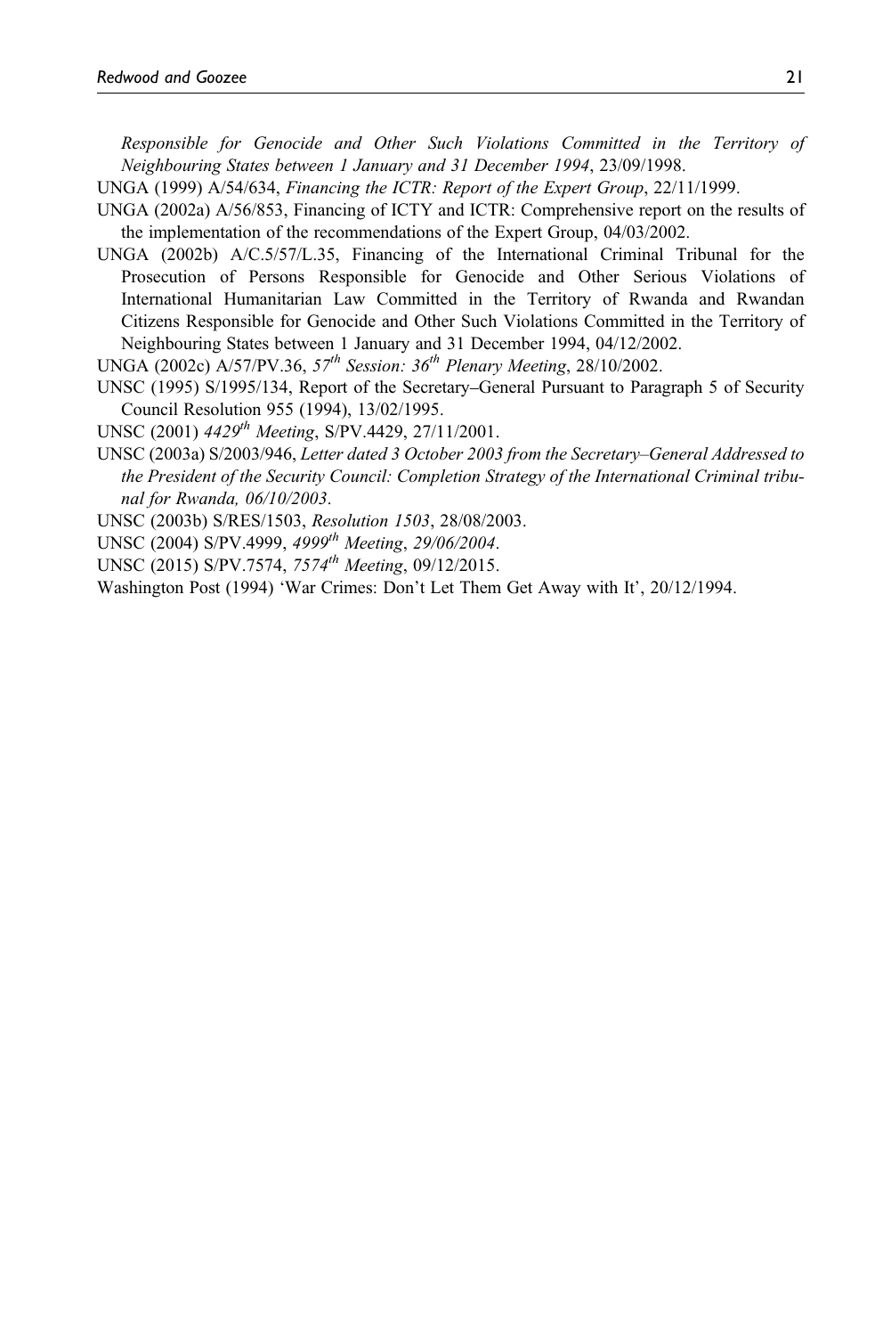*Responsible for Genocide and Other Such Violations Committed in the Territory of Neighbouring States between 1 January and 31 December 1994*, 23/09/1998.

UNGA (1999) A/54/634, *Financing the ICTR: Report of the Expert Group*, 22/11/1999.

UNGA (2002a) A/56/853, Financing of ICTY and ICTR: Comprehensive report on the results of the implementation of the recommendations of the Expert Group, 04/03/2002.

UNGA (2002b) A/C.5/57/L.35, Financing of the International Criminal Tribunal for the Prosecution of Persons Responsible for Genocide and Other Serious Violations of International Humanitarian Law Committed in the Territory of Rwanda and Rwandan Citizens Responsible for Genocide and Other Such Violations Committed in the Territory of Neighbouring States between 1 January and 31 December 1994, 04/12/2002.

UNGA (2002c) A/57/PV.36, *57th Session: 36th Plenary Meeting*, 28/10/2002.

UNSC (1995) S/1995/134, Report of the Secretary–General Pursuant to Paragraph 5 of Security Council Resolution 955 (1994), 13/02/1995.

UNSC (2001) *4429th Meeting*, S/PV.4429, 27/11/2001.

UNSC (2003a) S/2003/946, *Letter dated 3 October 2003 from the Secretary–General Addressed to the President of the Security Council: Completion Strategy of the International Criminal tribunal for Rwanda, 06/10/2003*.

UNSC (2003b) S/RES/1503, *Resolution 1503*, 28/08/2003.

UNSC (2004) S/PV.4999, *4999th Meeting*, *29/06/2004*.

UNSC (2015) S/PV.7574, *7574th Meeting*, 09/12/2015.

Washington Post (1994) 'War Crimes: Don't Let Them Get Away with It', 20/12/1994.